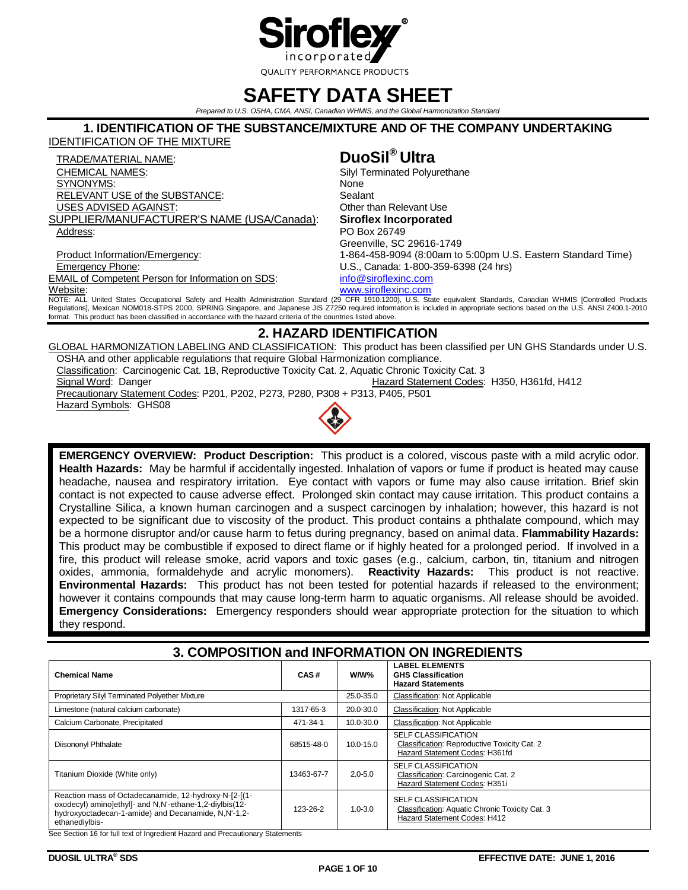Siroflex incorporated®

QUALITY PERFORMANCE PRODUCTS

# SAFETY DATA SHEET

*Prepared to U.S. OSHA, CMA, ANSI, Canadian WHMIS, and the Global Harmonization Standard*

## 1. IDENTIFICATION OF THE SUBSTANCE/MIXTURE AND OF THE COMPANY UNDERTAKING

IDENTIFICATION OF THE MIXTURE

TRADE/MATERIAL NAME: **DuoSil® Ultra**

CHEMICAL NAMES: Silyl Terminated Polyurethane

SYNONYMS: None

RELEVANT USE of the SUBSTANCE: Sealant

USES ADVISED AGAINST: Other than Relevant Use

SUPPLIER/MANUFACTURER'S NAME (USA/Canada): **Siroflex Incorporated**

Address: PO Box 26749
Greenville, SC 29616-1749

Product Information/Emergency: 1-864-458-9094 (8:00am to 5:00pm U.S. Eastern Standard Time)

Emergency Phone: U.S., Canada: 1-800-359-6398 (24 hrs)

EMAIL of Competent Person for Information on SDS: info@siroflexinc.com

Website: www.siroflexinc.com

NOTE: ALL United States Occupational Safety and Health Administration Standard (29 CFR 1910.1200), U.S. State equivalent Standards, Canadian WHMIS [Controlled Products Regulations], Mexican NOM018-STPS 2000, SPRING Singapore, and Japanese JIS Z7250 required information is included in appropriate sections based on the U.S. ANSI Z400.1-2010 format. This product has been classified in accordance with the hazard criteria of the countries listed above.

## 2. HAZARD IDENTIFICATION

GLOBAL HARMONIZATION LABELING AND CLASSIFICATION: This product has been classified per UN GHS Standards under U.S. OSHA and other applicable regulations that require Global Harmonization compliance.

Classification: Carcinogenic Cat. 1B, Reproductive Toxicity Cat. 2, Aquatic Chronic Toxicity Cat. 3

Signal Word: Danger

Hazard Statement Codes: H350, H361fd, H412

Precautionary Statement Codes: P201, P202, P273, P280, P308 + P313, P405, P501

Hazard Symbols: GHS08

**EMERGENCY OVERVIEW: Product Description:** This product is a colored, viscous paste with a mild acrylic odor. **Health Hazards:** May be harmful if accidentally ingested. Inhalation of vapors or fume if product is heated may cause headache, nausea and respiratory irritation. Eye contact with vapors or fume may also cause irritation. Brief skin contact is not expected to cause adverse effect. Prolonged skin contact may cause irritation. This product contains a Crystalline Silica, a known human carcinogen and a suspect carcinogen by inhalation; however, this hazard is not expected to be significant due to viscosity of the product. This product contains a phthalate compound, which may be a hormone disruptor and/or cause harm to fetus during pregnancy, based on animal data. **Flammability Hazards:** This product may be combustible if exposed to direct flame or if highly heated for a prolonged period. If involved in a fire, this product will release smoke, acrid vapors and toxic gases (e.g., calcium, carbon, tin, titanium and nitrogen oxides, ammonia, formaldehyde and acrylic monomers). **Reactivity Hazards:** This product is not reactive. **Environmental Hazards:** This product has not been tested for potential hazards if released to the environment; however it contains compounds that may cause long-term harm to aquatic organisms. All release should be avoided. **Emergency Considerations:** Emergency responders should wear appropriate protection for the situation to which they respond.

## 3. COMPOSITION and INFORMATION ON INGREDIENTS

| Chemical Name | CAS # | W/W% | LABEL ELEMENTS GHS Classification Hazard Statements |
|---|---|---|---|
| Proprietary Silyl Terminated Polyether Mixture | | 25.0-35.0 | Classification: Not Applicable |
| Limestone (natural calcium carbonate) | 1317-65-3 | 20.0-30.0 | Classification: Not Applicable |
| Calcium Carbonate, Precipitated | 471-34-1 | 10.0-30.0 | Classification: Not Applicable |
| Diisononyl Phthalate | 68515-48-0 | 10.0-15.0 | SELF CLASSIFICATION Classification: Reproductive Toxicity Cat. 2 Hazard Statement Codes: H361fd |
| Titanium Dioxide (White only) | 13463-67-7 | 2.0-5.0 | SELF CLASSIFICATION Classification: Carcinogenic Cat. 2 Hazard Statement Codes: H351i |
| Reaction mass of Octadecanamide, 12-hydroxy-N-[2-[(1-oxodecyl) amino]ethyl]- and N,N'-ethane-1,2-diylbis(12-hydroxyoctadecan-1-amide) and Decanamide, N,N'-1,2-ethanediylbis- | 123-26-2 | 1.0-3.0 | SELF CLASSIFICATION Classification: Aquatic Chronic Toxicity Cat. 3 Hazard Statement Codes: H412 |

See Section 16 for full text of Ingredient Hazard and Precautionary Statements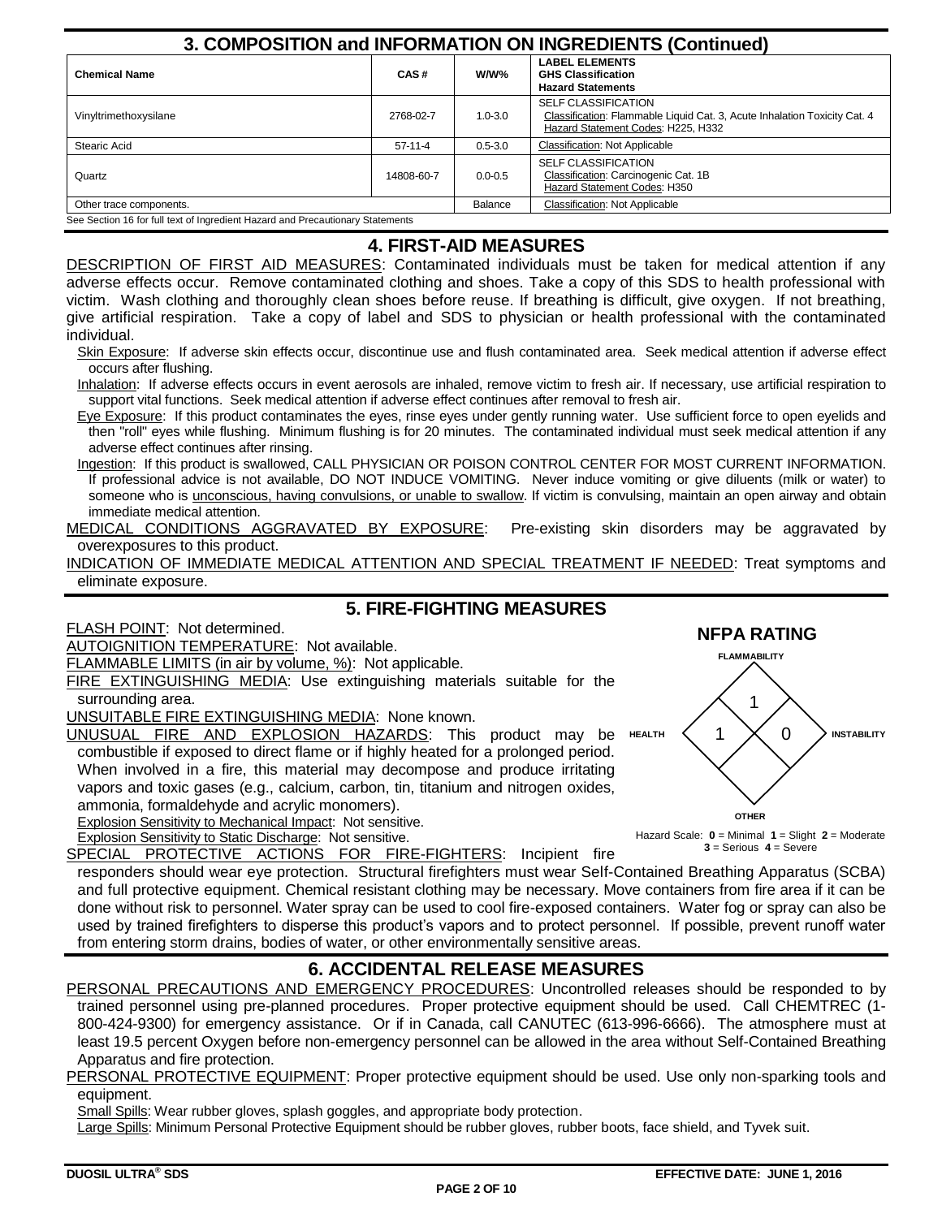## 3. COMPOSITION and INFORMATION ON INGREDIENTS (Continued)

| Chemical Name | CAS # | W/W% | LABEL ELEMENTS GHS Classification Hazard Statements |
|---|---|---|---|
| Vinyltrimethoxysilane | 2768-02-7 | 1.0-3.0 | SELF CLASSIFICATION Classification: Flammable Liquid Cat. 3, Acute Inhalation Toxicity Cat. 4 Hazard Statement Codes: H225, H332 |
| Stearic Acid | 57-11-4 | 0.5-3.0 | Classification: Not Applicable |
| Quartz | 14808-60-7 | 0.0-0.5 | SELF CLASSIFICATION Classification: Carcinogenic Cat. 1B Hazard Statement Codes: H350 |
| Other trace components. | | Balance | Classification: Not Applicable |

See Section 16 for full text of Ingredient Hazard and Precautionary Statements

## 4. FIRST-AID MEASURES

DESCRIPTION OF FIRST AID MEASURES: Contaminated individuals must be taken for medical attention if any adverse effects occur. Remove contaminated clothing and shoes. Take a copy of this SDS to health professional with victim. Wash clothing and thoroughly clean shoes before reuse. If breathing is difficult, give oxygen. If not breathing, give artificial respiration. Take a copy of label and SDS to physician or health professional with the contaminated individual.

Skin Exposure: If adverse skin effects occur, discontinue use and flush contaminated area. Seek medical attention if adverse effect occurs after flushing.

Inhalation: If adverse effects occurs in event aerosols are inhaled, remove victim to fresh air. If necessary, use artificial respiration to support vital functions. Seek medical attention if adverse effect continues after removal to fresh air.

Eye Exposure: If this product contaminates the eyes, rinse eyes under gently running water. Use sufficient force to open eyelids and then "roll" eyes while flushing. Minimum flushing is for 20 minutes. The contaminated individual must seek medical attention if any adverse effect continues after rinsing.

Ingestion: If this product is swallowed, CALL PHYSICIAN OR POISON CONTROL CENTER FOR MOST CURRENT INFORMATION. If professional advice is not available, DO NOT INDUCE VOMITING. Never induce vomiting or give diluents (milk or water) to someone who is unconscious, having convulsions, or unable to swallow. If victim is convulsing, maintain an open airway and obtain immediate medical attention.

MEDICAL CONDITIONS AGGRAVATED BY EXPOSURE: Pre-existing skin disorders may be aggravated by overexposures to this product.

INDICATION OF IMMEDIATE MEDICAL ATTENTION AND SPECIAL TREATMENT IF NEEDED: Treat symptoms and eliminate exposure.

## 5. FIRE-FIGHTING MEASURES

FLASH POINT: Not determined.

AUTOIGNITION TEMPERATURE: Not available.

FLAMMABLE LIMITS (in air by volume, %): Not applicable.

FIRE EXTINGUISHING MEDIA: Use extinguishing materials suitable for the surrounding area.

UNSUITABLE FIRE EXTINGUISHING MEDIA: None known.

UNUSUAL FIRE AND EXPLOSION HAZARDS: This product may be combustible if exposed to direct flame or if highly heated for a prolonged period. When involved in a fire, this material may decompose and produce irritating vapors and toxic gases (e.g., calcium, carbon, tin, titanium and nitrogen oxides, ammonia, formaldehyde and acrylic monomers).

Explosion Sensitivity to Mechanical Impact: Not sensitive.

Explosion Sensitivity to Static Discharge: Not sensitive.

**NFPA RATING**

| Category | Rating |
|---|---|
| Flammability | 1 |
| Health | 1 |
| Instability | 0 |
| Other | |

Hazard Scale: **0** = Minimal **1** = Slight **2** = Moderate **3** = Serious **4** = Severe

SPECIAL PROTECTIVE ACTIONS FOR FIRE-FIGHTERS: Incipient fire responders should wear eye protection. Structural firefighters must wear Self-Contained Breathing Apparatus (SCBA) and full protective equipment. Chemical resistant clothing may be necessary. Move containers from fire area if it can be done without risk to personnel. Water spray can be used to cool fire-exposed containers. Water fog or spray can also be used by trained firefighters to disperse this product's vapors and to protect personnel. If possible, prevent runoff water from entering storm drains, bodies of water, or other environmentally sensitive areas.

## 6. ACCIDENTAL RELEASE MEASURES

PERSONAL PRECAUTIONS AND EMERGENCY PROCEDURES: Uncontrolled releases should be responded to by trained personnel using pre-planned procedures. Proper protective equipment should be used. Call CHEMTREC (1-800-424-9300) for emergency assistance. Or if in Canada, call CANUTEC (613-996-6666). The atmosphere must at least 19.5 percent Oxygen before non-emergency personnel can be allowed in the area without Self-Contained Breathing Apparatus and fire protection.

PERSONAL PROTECTIVE EQUIPMENT: Proper protective equipment should be used. Use only non-sparking tools and equipment.

Small Spills: Wear rubber gloves, splash goggles, and appropriate body protection.

Large Spills: Minimum Personal Protective Equipment should be rubber gloves, rubber boots, face shield, and Tyvek suit.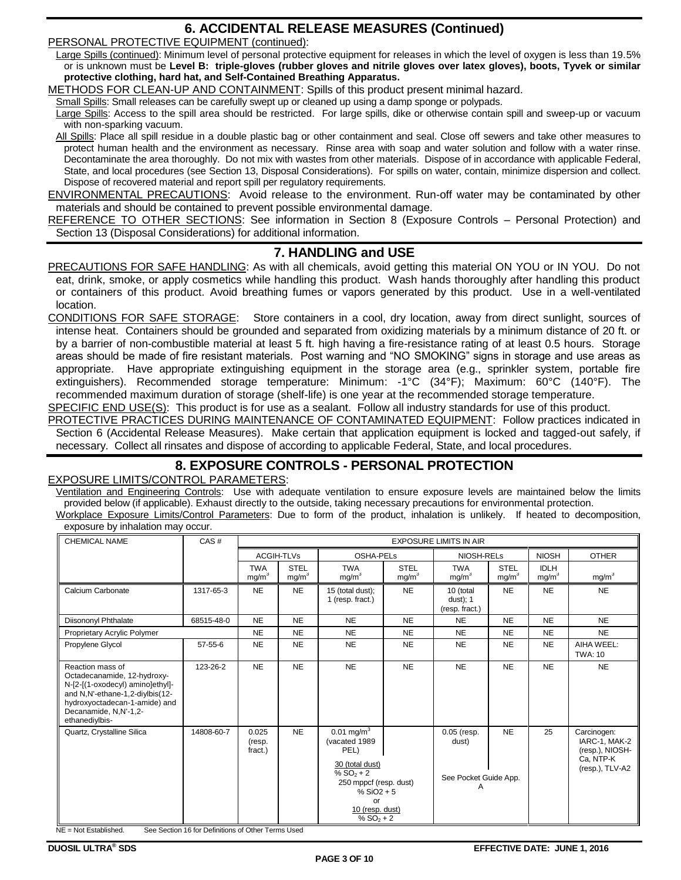## 6. ACCIDENTAL RELEASE MEASURES (Continued)

PERSONAL PROTECTIVE EQUIPMENT (continued):

Large Spills (continued): Minimum level of personal protective equipment for releases in which the level of oxygen is less than 19.5% or is unknown must be **Level B: triple-gloves (rubber gloves and nitrile gloves over latex gloves), boots, Tyvek or similar protective clothing, hard hat, and Self-Contained Breathing Apparatus.**

METHODS FOR CLEAN-UP AND CONTAINMENT: Spills of this product present minimal hazard.

Small Spills: Small releases can be carefully swept up or cleaned up using a damp sponge or polypads.

Large Spills: Access to the spill area should be restricted. For large spills, dike or otherwise contain spill and sweep-up or vacuum with non-sparking vacuum.

All Spills: Place all spill residue in a double plastic bag or other containment and seal. Close off sewers and take other measures to protect human health and the environment as necessary. Rinse area with soap and water solution and follow with a water rinse. Decontaminate the area thoroughly. Do not mix with wastes from other materials. Dispose of in accordance with applicable Federal, State, and local procedures (see Section 13, Disposal Considerations). For spills on water, contain, minimize dispersion and collect. Dispose of recovered material and report spill per regulatory requirements.

ENVIRONMENTAL PRECAUTIONS: Avoid release to the environment. Run-off water may be contaminated by other materials and should be contained to prevent possible environmental damage.

REFERENCE TO OTHER SECTIONS: See information in Section 8 (Exposure Controls – Personal Protection) and Section 13 (Disposal Considerations) for additional information.

## 7. HANDLING and USE

PRECAUTIONS FOR SAFE HANDLING: As with all chemicals, avoid getting this material ON YOU or IN YOU. Do not eat, drink, smoke, or apply cosmetics while handling this product. Wash hands thoroughly after handling this product or containers of this product. Avoid breathing fumes or vapors generated by this product. Use in a well-ventilated location.

CONDITIONS FOR SAFE STORAGE: Store containers in a cool, dry location, away from direct sunlight, sources of intense heat. Containers should be grounded and separated from oxidizing materials by a minimum distance of 20 ft. or by a barrier of non-combustible material at least 5 ft. high having a fire-resistance rating of at least 0.5 hours. Storage areas should be made of fire resistant materials. Post warning and "NO SMOKING" signs in storage and use areas as appropriate. Have appropriate extinguishing equipment in the storage area (e.g., sprinkler system, portable fire extinguishers). Recommended storage temperature: Minimum: -1°C (34°F); Maximum: 60°C (140°F). The recommended maximum duration of storage (shelf-life) is one year at the recommended storage temperature.

SPECIFIC END USE(S): This product is for use as a sealant. Follow all industry standards for use of this product.

PROTECTIVE PRACTICES DURING MAINTENANCE OF CONTAMINATED EQUIPMENT: Follow practices indicated in Section 6 (Accidental Release Measures). Make certain that application equipment is locked and tagged-out safely, if necessary. Collect all rinsates and dispose of according to applicable Federal, State, and local procedures.

## 8. EXPOSURE CONTROLS - PERSONAL PROTECTION

EXPOSURE LIMITS/CONTROL PARAMETERS:

Ventilation and Engineering Controls: Use with adequate ventilation to ensure exposure levels are maintained below the limits provided below (if applicable). Exhaust directly to the outside, taking necessary precautions for environmental protection.

Workplace Exposure Limits/Control Parameters: Due to form of the product, inhalation is unlikely. If heated to decomposition, exposure by inhalation may occur.

| CHEMICAL NAME | CAS # | EXPOSURE LIMITS IN AIR | | | | | | | |
|---|---|---|---|---|---|---|---|---|---|
| | | ACGIH-TLVs | | OSHA-PELs | | NIOSH-RELs | | NIOSH | OTHER |
| | | TWA $mg/m^3$ | STEL $mg/m^3$ | TWA $mg/m^3$ | STEL $mg/m^3$ | TWA $mg/m^3$ | STEL $mg/m^3$ | IDLH $mg/m^3$ | $mg/m^3$ |
| Calcium Carbonate | 1317-65-3 | NE | NE | 15 (total dust); 1 (resp. fract.) | NE | 10 (total dust); 1 (resp. fract.) | NE | NE | NE |
| Diisononyl Phthalate | 68515-48-0 | NE | NE | NE | NE | NE | NE | NE | NE |
| Proprietary Acrylic Polymer | | NE | NE | NE | NE | NE | NE | NE | NE |
| Propylene Glycol | 57-55-6 | NE | NE | NE | NE | NE | NE | NE | AIHA WEEL: TWA: 10 |
| Reaction mass of Octadecanamide, 12-hydroxy-N-[2-[(1-oxodecyl) amino]ethyl]- and N,N'-ethane-1,2-diylbis(12-hydroxyoctadecan-1-amide) and Decanamide, N,N'-1,2-ethanediylbis- | 123-26-2 | NE | NE | NE | NE | NE | NE | NE | NE |
| Quartz, Crystalline Silica | 14808-60-7 | 0.025 (resp. fract.) | NE | 0.01 $mg/m^3$ (vacated 1989 PEL) 30 (total dust) / $\% SO_2 + 2$; 250 mppcf (resp. dust) / $\% SiO2 + 5$ or 10 (resp. dust) / $\% SO_2 + 2$ | | 0.05 (resp. dust) See Pocket Guide App. A | NE | 25 | Carcinogen: IARC-1, MAK-2 (resp.), NIOSH-Ca, NTP-K (resp.), TLV-A2 |

NE = Not Established. See Section 16 for Definitions of Other Terms Used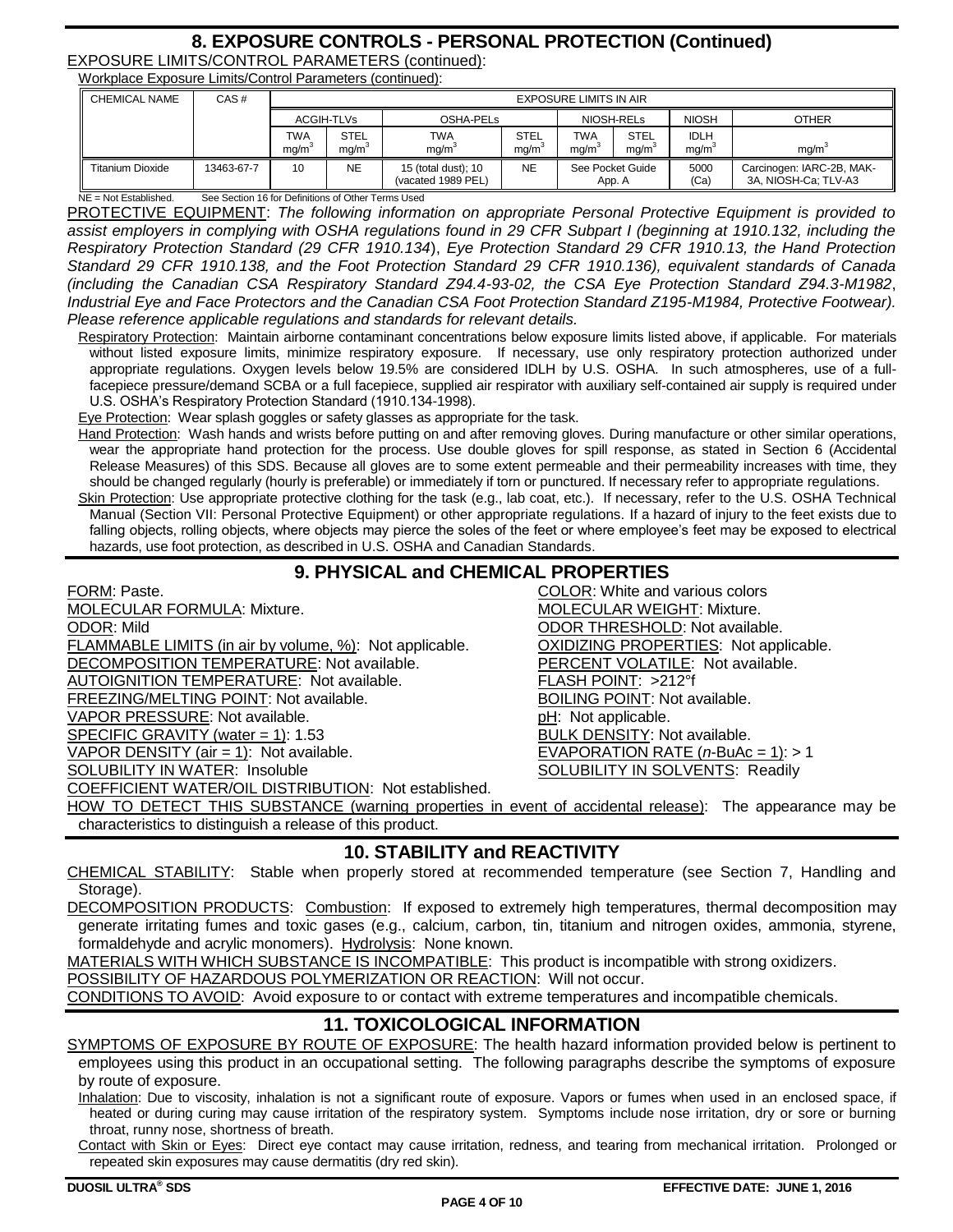## 8. EXPOSURE CONTROLS - PERSONAL PROTECTION (Continued)

EXPOSURE LIMITS/CONTROL PARAMETERS (continued):

Workplace Exposure Limits/Control Parameters (continued):

| CHEMICAL NAME | CAS # | EXPOSURE LIMITS IN AIR | | | | | | | |
|---|---|---|---|---|---|---|---|---|---|
| | | ACGIH-TLVs | | OSHA-PELs | | NIOSH-RELs | | NIOSH | OTHER |
| | | TWA $mg/m^3$ | STEL $mg/m^3$ | TWA $mg/m^3$ | STEL $mg/m^3$ | TWA $mg/m^3$ | STEL $mg/m^3$ | IDLH $mg/m^3$ | $mg/m^3$ |
| Titanium Dioxide | 13463-67-7 | 10 | NE | 15 (total dust); 10 (vacated 1989 PEL) | NE | See Pocket Guide App. A | | 5000 (Ca) | Carcinogen: IARC-2B, MAK-3A, NIOSH-Ca; TLV-A3 |

NE = Not Established. See Section 16 for Definitions of Other Terms Used

PROTECTIVE EQUIPMENT: *The following information on appropriate Personal Protective Equipment is provided to assist employers in complying with OSHA regulations found in 29 CFR Subpart I (beginning at 1910.132, including the Respiratory Protection Standard (29 CFR 1910.134), Eye Protection Standard 29 CFR 1910.13, the Hand Protection Standard 29 CFR 1910.138, and the Foot Protection Standard 29 CFR 1910.136), equivalent standards of Canada (including the Canadian CSA Respiratory Standard Z94.4-93-02, the CSA Eye Protection Standard Z94.3-M1982, Industrial Eye and Face Protectors and the Canadian CSA Foot Protection Standard Z195-M1984, Protective Footwear). Please reference applicable regulations and standards for relevant details.*

Respiratory Protection: Maintain airborne contaminant concentrations below exposure limits listed above, if applicable. For materials without listed exposure limits, minimize respiratory exposure. If necessary, use only respiratory protection authorized under appropriate regulations. Oxygen levels below 19.5% are considered IDLH by U.S. OSHA. In such atmospheres, use of a full-facepiece pressure/demand SCBA or a full facepiece, supplied air respirator with auxiliary self-contained air supply is required under U.S. OSHA's Respiratory Protection Standard (1910.134-1998).

Eye Protection: Wear splash goggles or safety glasses as appropriate for the task.

Hand Protection: Wash hands and wrists before putting on and after removing gloves. During manufacture or other similar operations, wear the appropriate hand protection for the process. Use double gloves for spill response, as stated in Section 6 (Accidental Release Measures) of this SDS. Because all gloves are to some extent permeable and their permeability increases with time, they should be changed regularly (hourly is preferable) or immediately if torn or punctured. If necessary refer to appropriate regulations.

Skin Protection: Use appropriate protective clothing for the task (e.g., lab coat, etc.). If necessary, refer to the U.S. OSHA Technical Manual (Section VII: Personal Protective Equipment) or other appropriate regulations. If a hazard of injury to the feet exists due to falling objects, rolling objects, where objects may pierce the soles of the feet or where employee's feet may be exposed to electrical hazards, use foot protection, as described in U.S. OSHA and Canadian Standards.

## 9. PHYSICAL and CHEMICAL PROPERTIES

FORM: Paste.

COLOR: White and various colors

MOLECULAR FORMULA: Mixture.

MOLECULAR WEIGHT: Mixture.

ODOR: Mild

ODOR THRESHOLD: Not available.

FLAMMABLE LIMITS (in air by volume, %): Not applicable.

OXIDIZING PROPERTIES: Not applicable.

DECOMPOSITION TEMPERATURE: Not available.

PERCENT VOLATILE: Not available.

AUTOIGNITION TEMPERATURE: Not available.

FLASH POINT: >212°f

FREEZING/MELTING POINT: Not available.

BOILING POINT: Not available.

VAPOR PRESSURE: Not available.

pH: Not applicable.

SPECIFIC GRAVITY (water = 1): 1.53

BULK DENSITY: Not available.

VAPOR DENSITY (air = 1): Not available.

EVAPORATION RATE (*n*-BuAc = 1): > 1

SOLUBILITY IN WATER: Insoluble

SOLUBILITY IN SOLVENTS: Readily

COEFFICIENT WATER/OIL DISTRIBUTION: Not established.

HOW TO DETECT THIS SUBSTANCE (warning properties in event of accidental release): The appearance may be characteristics to distinguish a release of this product.

## 10. STABILITY and REACTIVITY

CHEMICAL STABILITY: Stable when properly stored at recommended temperature (see Section 7, Handling and Storage).

DECOMPOSITION PRODUCTS: Combustion: If exposed to extremely high temperatures, thermal decomposition may generate irritating fumes and toxic gases (e.g., calcium, carbon, tin, titanium and nitrogen oxides, ammonia, styrene, formaldehyde and acrylic monomers). Hydrolysis: None known.

MATERIALS WITH WHICH SUBSTANCE IS INCOMPATIBLE: This product is incompatible with strong oxidizers.

POSSIBILITY OF HAZARDOUS POLYMERIZATION OR REACTION: Will not occur.

CONDITIONS TO AVOID: Avoid exposure to or contact with extreme temperatures and incompatible chemicals.

## 11. TOXICOLOGICAL INFORMATION

SYMPTOMS OF EXPOSURE BY ROUTE OF EXPOSURE: The health hazard information provided below is pertinent to employees using this product in an occupational setting. The following paragraphs describe the symptoms of exposure by route of exposure.

Inhalation: Due to viscosity, inhalation is not a significant route of exposure. Vapors or fumes when used in an enclosed space, if heated or during curing may cause irritation of the respiratory system. Symptoms include nose irritation, dry or sore or burning throat, runny nose, shortness of breath.

Contact with Skin or Eyes: Direct eye contact may cause irritation, redness, and tearing from mechanical irritation. Prolonged or repeated skin exposures may cause dermatitis (dry red skin).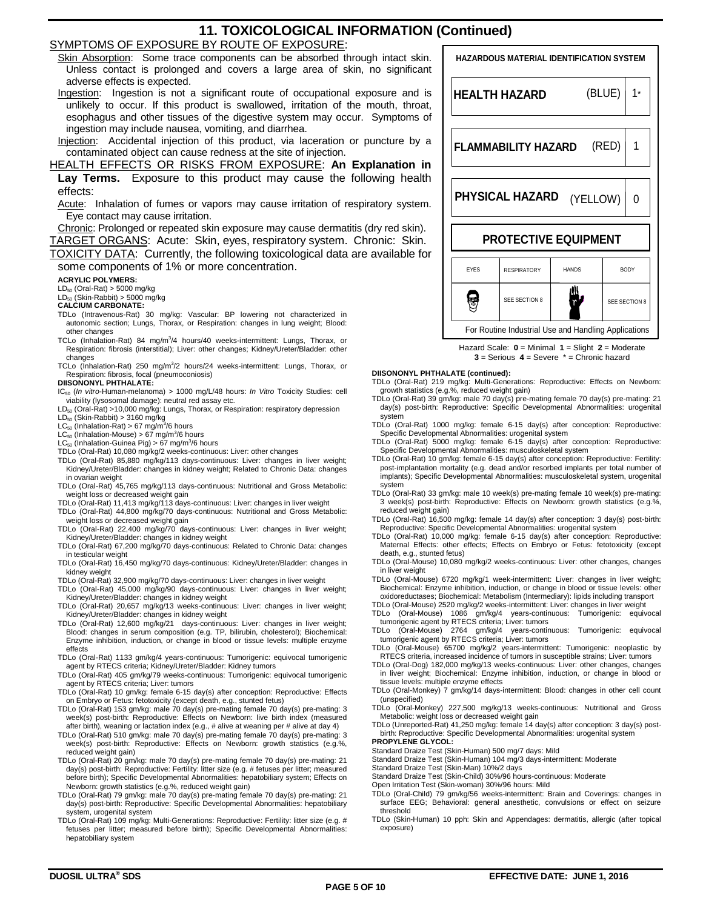# 11. TOXICOLOGICAL INFORMATION (Continued)

SYMPTOMS OF EXPOSURE BY ROUTE OF EXPOSURE:

Skin Absorption: Some trace components can be absorbed through intact skin. Unless contact is prolonged and covers a large area of skin, no significant adverse effects is expected.

Ingestion: Ingestion is not a significant route of occupational exposure and is unlikely to occur. If this product is swallowed, irritation of the mouth, throat, esophagus and other tissues of the digestive system may occur. Symptoms of ingestion may include nausea, vomiting, and diarrhea.

Injection: Accidental injection of this product, via laceration or puncture by a contaminated object can cause redness at the site of injection.

HEALTH EFFECTS OR RISKS FROM EXPOSURE: **An Explanation in Lay Terms.** Exposure to this product may cause the following health effects:

Acute: Inhalation of fumes or vapors may cause irritation of respiratory system. Eye contact may cause irritation.

Chronic: Prolonged or repeated skin exposure may cause dermatitis (dry red skin).

TARGET ORGANS: Acute: Skin, eyes, respiratory system. Chronic: Skin.

TOXICITY DATA: Currently, the following toxicological data are available for some components of 1% or more concentration.

**ACRYLIC POLYMERS:**

$LD_{50}$ (Oral-Rat) > 5000 mg/kg
$LD_{50}$ (Skin-Rabbit) > 5000 mg/kg

**CALCIUM CARBONATE:**

TDLo (Intravenous-Rat) 30 mg/kg: Vascular: BP lowering not characterized in autonomic section; Lungs, Thorax, or Respiration: changes in lung weight; Blood: other changes
TCLo (Inhalation-Rat) 84 mg/m$^3$/4 hours/40 weeks-intermittent: Lungs, Thorax, or Respiration: fibrosis (interstitial); Liver: other changes; Kidney/Ureter/Bladder: other changes
TCLo (Inhalation-Rat) 250 mg/m$^3$/2 hours/24 weeks-intermittent: Lungs, Thorax, or Respiration: fibrosis, focal (pneumoconiosis)

**DIISONONYL PHTHALATE:**

$IC_{50}$ (*In vitro*-Human-melanoma) > 1000 mg/L/48 hours: *In Vitro* Toxicity Studies: cell viability (lysosomal damage): neutral red assay etc.
$LD_{50}$ (Oral-Rat) >10,000 mg/kg: Lungs, Thorax, or Respiration: respiratory depression
$LD_{50}$ (Skin-Rabbit) > 3160 mg/kg
$LC_{50}$ (Inhalation-Rat) > 67 mg/m$^3$/6 hours
$LC_{50}$ (Inhalation-Mouse) > 67 mg/m$^3$/6 hours
$LC_{50}$ (Inhalation-Guinea Pig) > 67 mg/m$^3$/6 hours
TDLo (Oral-Rat) 10,080 mg/kg/2 weeks-continuous: Liver: other changes
TDLo (Oral-Rat) 85,880 mg/kg/113 days-continuous: Liver: changes in liver weight; Kidney/Ureter/Bladder: changes in kidney weight; Related to Chronic Data: changes in ovarian weight
TDLo (Oral-Rat) 45,765 mg/kg/113 days-continuous: Nutritional and Gross Metabolic: weight loss or decreased weight gain
TDLo (Oral-Rat) 11,413 mg/kg/113 days-continuous: Liver: changes in liver weight
TDLo (Oral-Rat) 44,800 mg/kg/70 days-continuous: Nutritional and Gross Metabolic: weight loss or decreased weight gain
TDLo (Oral-Rat) 22,400 mg/kg/70 days-continuous: Liver: changes in liver weight; Kidney/Ureter/Bladder: changes in kidney weight
TDLo (Oral-Rat) 67,200 mg/kg/70 days-continuous: Related to Chronic Data: changes in testicular weight
TDLo (Oral-Rat) 16,450 mg/kg/70 days-continuous: Kidney/Ureter/Bladder: changes in kidney weight
TDLo (Oral-Rat) 32,900 mg/kg/70 days-continuous: Liver: changes in liver weight
TDLo (Oral-Rat) 45,000 mg/kg/90 days-continuous: Liver: changes in liver weight; Kidney/Ureter/Bladder: changes in kidney weight
TDLo (Oral-Rat) 20,657 mg/kg/13 weeks-continuous: Liver: changes in liver weight; Kidney/Ureter/Bladder: changes in kidney weight
TDLo (Oral-Rat) 12,600 mg/kg/21 days-continuous: Liver: changes in liver weight; Blood: changes in serum composition (e.g. TP, bilirubin, cholesterol); Biochemical: Enzyme inhibition, induction, or change in blood or tissue levels: multiple enzyme effects
TDLo (Oral-Rat) 1133 gm/kg/4 years-continuous: Tumorigenic: equivocal tumorigenic agent by RTECS criteria; Kidney/Ureter/Bladder: Kidney tumors
TDLo (Oral-Rat) 405 gm/kg/79 weeks-continuous: Tumorigenic: equivocal tumorigenic agent by RTECS criteria; Liver: tumors
TDLo (Oral-Rat) 10 gm/kg: female 6-15 day(s) after conception: Reproductive: Effects on Embryo or Fetus: fetotoxicity (except death, e.g., stunted fetus)
TDLo (Oral-Rat) 153 gm/kg: male 70 day(s) pre-mating female 70 day(s) pre-mating: 3 week(s) post-birth: Reproductive: Effects on Newborn: live birth index (measured after birth), weaning or lactation index (e.g., # alive at weaning per # alive at day 4)
TDLo (Oral-Rat) 510 gm/kg: male 70 day(s) pre-mating female 70 day(s) pre-mating: 3 week(s) post-birth: Reproductive: Effects on Newborn: growth statistics (e.g.%, reduced weight gain)
TDLo (Oral-Rat) 20 gm/kg: male 70 day(s) pre-mating female 70 day(s) pre-mating: 21 day(s) post-birth: Reproductive: Fertility: litter size (e.g. # fetuses per litter; measured before birth); Specific Developmental Abnormalities: hepatobiliary system; Effects on Newborn: growth statistics (e.g.%, reduced weight gain)
TDLo (Oral-Rat) 79 gm/kg: male 70 day(s) pre-mating female 70 day(s) pre-mating: 21 day(s) post-birth: Reproductive: Specific Developmental Abnormalities: hepatobiliary system, urogenital system
TDLo (Oral-Rat) 109 mg/kg: Multi-Generations: Reproductive: Fertility: litter size (e.g. # fetuses per litter; measured before birth); Specific Developmental Abnormalities: hepatobiliary system

**HAZARDOUS MATERIAL IDENTIFICATION SYSTEM**

| | | |
|---|---|---|
| HEALTH HAZARD | (BLUE) | 1* |
| FLAMMABILITY HAZARD | (RED) | 1 |
| PHYSICAL HAZARD | (YELLOW) | 0 |

**PROTECTIVE EQUIPMENT**

| EYES | RESPIRATORY | HANDS | BODY |
|---|---|---|---|
| | SEE SECTION 8 | | SEE SECTION 8 |

For Routine Industrial Use and Handling Applications

Hazard Scale: **0** = Minimal **1** = Slight **2** = Moderate **3** = Serious **4** = Severe * = Chronic hazard

**DIISONONYL PHTHALATE (continued):**

TDLo (Oral-Rat) 219 mg/kg: Multi-Generations: Reproductive: Effects on Newborn: growth statistics (e.g.%, reduced weight gain)
TDLo (Oral-Rat) 39 gm/kg: male 70 day(s) pre-mating female 70 day(s) pre-mating: 21 day(s) post-birth: Reproductive: Specific Developmental Abnormalities: urogenital system
TDLo (Oral-Rat) 1000 mg/kg: female 6-15 day(s) after conception: Reproductive: Specific Developmental Abnormalities: urogenital system
TDLo (Oral-Rat) 5000 mg/kg: female 6-15 day(s) after conception: Reproductive: Specific Developmental Abnormalities: musculoskeletal system
TDLo (Oral-Rat) 10 gm/kg: female 6-15 day(s) after conception: Reproductive: Fertility: post-implantation mortality (e.g. dead and/or resorbed implants per total number of implants); Specific Developmental Abnormalities: musculoskeletal system, urogenital system
TDLo (Oral-Rat) 33 gm/kg: male 10 week(s) pre-mating female 10 week(s) pre-mating: 3 week(s) post-birth: Reproductive: Effects on Newborn: growth statistics (e.g.%, reduced weight gain)
TDLo (Oral-Rat) 16,500 mg/kg: female 14 day(s) after conception: 3 day(s) post-birth: Reproductive: Specific Developmental Abnormalities: urogenital system
TDLo (Oral-Rat) 10,000 mg/kg: female 6-15 day(s) after conception: Reproductive: Maternal Effects: other effects; Effects on Embryo or Fetus: fetotoxicity (except death, e.g., stunted fetus)
TDLo (Oral-Mouse) 10,080 mg/kg/2 weeks-continuous: Liver: other changes, changes in liver weight
TDLo (Oral-Mouse) 6720 mg/kg/1 week-intermittent: Liver: changes in liver weight; Biochemical: Enzyme inhibition, induction, or change in blood or tissue levels: other oxidoreductases; Biochemical: Metabolism (Intermediary): lipids including transport
TDLo (Oral-Mouse) 2520 mg/kg/2 weeks-intermittent: Liver: changes in liver weight
TDLo (Oral-Mouse) 1086 gm/kg/4 years-continuous: Tumorigenic: equivocal tumorigenic agent by RTECS criteria; Liver: tumors
TDLo (Oral-Mouse) 2764 gm/kg/4 years-continuous: Tumorigenic: equivocal tumorigenic agent by RTECS criteria; Liver: tumors
TDLo (Oral-Mouse) 65700 mg/kg/2 years-intermittent: Tumorigenic: neoplastic by RTECS criteria, increased incidence of tumors in susceptible strains; Liver: tumors
TDLo (Oral-Dog) 182,000 mg/kg/13 weeks-continuous: Liver: other changes, changes in liver weight; Biochemical: Enzyme inhibition, induction, or change in blood or tissue levels: multiple enzyme effects
TDLo (Oral-Monkey) 7 gm/kg/14 days-intermittent: Blood: changes in other cell count (unspecified)
TDLo (Oral-Monkey) 227,500 mg/kg/13 weeks-continuous: Nutritional and Gross Metabolic: weight loss or decreased weight gain
TDLo (Unreported-Rat) 41,250 mg/kg: female 14 day(s) after conception: 3 day(s) post-birth: Reproductive: Specific Developmental Abnormalities: urogenital system

**PROPYLENE GLYCOL:**

Standard Draize Test (Skin-Human) 500 mg/7 days: Mild
Standard Draize Test (Skin-Human) 104 mg/3 days-intermittent: Moderate
Standard Draize Test (Skin-Man) 10%/2 days
Standard Draize Test (Skin-Child) 30%/96 hours-continuous: Moderate
Open Irritation Test (Skin-woman) 30%/96 hours: Mild
TDLo (Oral-Child) 79 gm/kg/56 weeks-intermittent: Brain and Coverings: changes in surface EEG; Behavioral: general anesthetic, convulsions or effect on seizure threshold
TDLo (Skin-Human) 10 pph: Skin and Appendages: dermatitis, allergic (after topical exposure)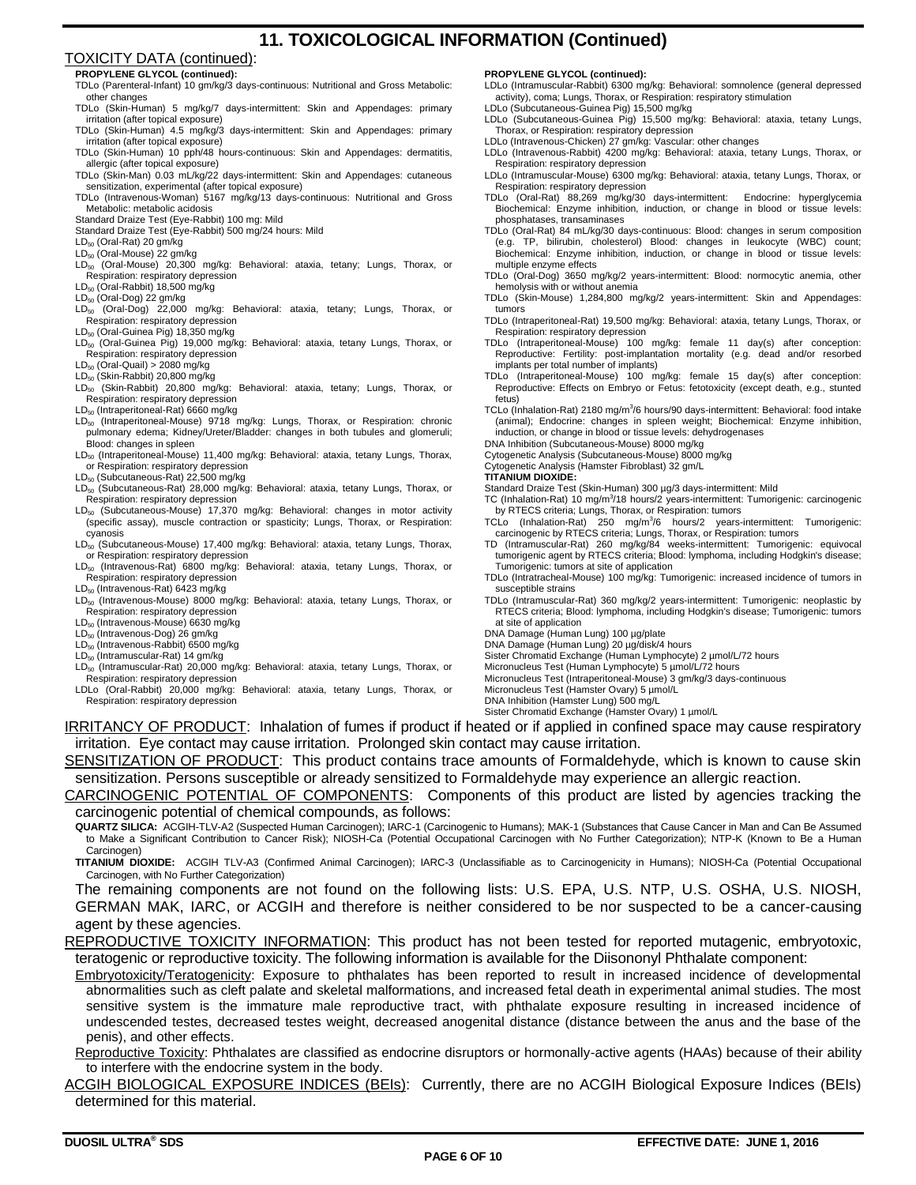# 11. TOXICOLOGICAL INFORMATION (Continued)

TOXICITY DATA (continued):

**PROPYLENE GLYCOL (continued):**

TDLo (Parenteral-Infant) 10 gm/kg/3 days-continuous: Nutritional and Gross Metabolic: other changes
TDLo (Skin-Human) 5 mg/kg/7 days-intermittent: Skin and Appendages: primary irritation (after topical exposure)
TDLo (Skin-Human) 4.5 mg/kg/3 days-intermittent: Skin and Appendages: primary irritation (after topical exposure)
TDLo (Skin-Human) 10 pph/48 hours-continuous: Skin and Appendages: dermatitis, allergic (after topical exposure)
TDLo (Skin-Man) 0.03 mL/kg/22 days-intermittent: Skin and Appendages: cutaneous sensitization, experimental (after topical exposure)
TDLo (Intravenous-Woman) 5167 mg/kg/13 days-continuous: Nutritional and Gross Metabolic: metabolic acidosis
Standard Draize Test (Eye-Rabbit) 100 mg: Mild
Standard Draize Test (Eye-Rabbit) 500 mg/24 hours: Mild
$LD_{50}$ (Oral-Rat) 20 gm/kg
$LD_{50}$ (Oral-Mouse) 22 gm/kg
$LD_{50}$ (Oral-Mouse) 20,300 mg/kg: Behavioral: ataxia, tetany; Lungs, Thorax, or Respiration: respiratory depression
$LD_{50}$ (Oral-Rabbit) 18,500 mg/kg
$LD_{50}$ (Oral-Dog) 22 gm/kg
$LD_{50}$ (Oral-Dog) 22,000 mg/kg: Behavioral: ataxia, tetany; Lungs, Thorax, or Respiration: respiratory depression
$LD_{50}$ (Oral-Guinea Pig) 18,350 mg/kg
$LD_{50}$ (Oral-Guinea Pig) 19,000 mg/kg: Behavioral: ataxia, tetany Lungs, Thorax, or Respiration: respiratory depression
$LD_{50}$ (Oral-Quail) > 2080 mg/kg
$LD_{50}$ (Skin-Rabbit) 20,800 mg/kg
$LD_{50}$ (Skin-Rabbit) 20,800 mg/kg: Behavioral: ataxia, tetany; Lungs, Thorax, or Respiration: respiratory depression
$LD_{50}$ (Intraperitoneal-Rat) 6660 mg/kg
$LD_{50}$ (Intraperitoneal-Mouse) 9718 mg/kg: Lungs, Thorax, or Respiration: chronic pulmonary edema; Kidney/Ureter/Bladder: changes in both tubules and glomeruli; Blood: changes in spleen
$LD_{50}$ (Intraperitoneal-Mouse) 11,400 mg/kg: Behavioral: ataxia, tetany Lungs, Thorax, or Respiration: respiratory depression
$LD_{50}$ (Subcutaneous-Rat) 22,500 mg/kg
$LD_{50}$ (Subcutaneous-Rat) 28,000 mg/kg: Behavioral: ataxia, tetany Lungs, Thorax, or Respiration: respiratory depression
$LD_{50}$ (Subcutaneous-Mouse) 17,370 mg/kg: Behavioral: changes in motor activity (specific assay), muscle contraction or spasticity; Lungs, Thorax, or Respiration: cyanosis
$LD_{50}$ (Subcutaneous-Mouse) 17,400 mg/kg: Behavioral: ataxia, tetany Lungs, Thorax, or Respiration: respiratory depression
$LD_{50}$ (Intravenous-Rat) 6800 mg/kg: Behavioral: ataxia, tetany Lungs, Thorax, or Respiration: respiratory depression
$LD_{50}$ (Intravenous-Rat) 6423 mg/kg
$LD_{50}$ (Intravenous-Mouse) 8000 mg/kg: Behavioral: ataxia, tetany Lungs, Thorax, or Respiration: respiratory depression
$LD_{50}$ (Intravenous-Mouse) 6630 mg/kg
$LD_{50}$ (Intravenous-Dog) 26 gm/kg
$LD_{50}$ (Intravenous-Rabbit) 6500 mg/kg
$LD_{50}$ (Intramuscular-Rat) 14 gm/kg
$LD_{50}$ (Intramuscular-Rat) 20,000 mg/kg: Behavioral: ataxia, tetany Lungs, Thorax, or Respiration: respiratory depression
LDLo (Oral-Rabbit) 20,000 mg/kg: Behavioral: ataxia, tetany Lungs, Thorax, or Respiration: respiratory depression

**PROPYLENE GLYCOL (continued):**

LDLo (Intramuscular-Rabbit) 6300 mg/kg: Behavioral: somnolence (general depressed activity), coma; Lungs, Thorax, or Respiration: respiratory stimulation
LDLo (Subcutaneous-Guinea Pig) 15,500 mg/kg
LDLo (Subcutaneous-Guinea Pig) 15,500 mg/kg: Behavioral: ataxia, tetany Lungs, Thorax, or Respiration: respiratory depression
LDLo (Intravenous-Chicken) 27 gm/kg: Vascular: other changes
LDLo (Intravenous-Rabbit) 4200 mg/kg: Behavioral: ataxia, tetany Lungs, Thorax, or Respiration: respiratory depression
LDLo (Intramuscular-Mouse) 6300 mg/kg: Behavioral: ataxia, tetany Lungs, Thorax, or Respiration: respiratory depression
TDLo (Oral-Rat) 88,269 mg/kg/30 days-intermittent: Endocrine: hyperglycemia Biochemical: Enzyme inhibition, induction, or change in blood or tissue levels: phosphatases, transaminases
TDLo (Oral-Rat) 84 mL/kg/30 days-continuous: Blood: changes in serum composition (e.g. TP, bilirubin, cholesterol) Blood: changes in leukocyte (WBC) count; Biochemical: Enzyme inhibition, induction, or change in blood or tissue levels: multiple enzyme effects
TDLo (Oral-Dog) 3650 mg/kg/2 years-intermittent: Blood: normocytic anemia, other hemolysis with or without anemia
TDLo (Skin-Mouse) 1,284,800 mg/kg/2 years-intermittent: Skin and Appendages: tumors
TDLo (Intraperitoneal-Rat) 19,500 mg/kg: Behavioral: ataxia, tetany Lungs, Thorax, or Respiration: respiratory depression
TDLo (Intraperitoneal-Mouse) 100 mg/kg: female 11 day(s) after conception: Reproductive: Fertility: post-implantation mortality (e.g. dead and/or resorbed implants per total number of implants)
TDLo (Intraperitoneal-Mouse) 100 mg/kg: female 15 day(s) after conception: Reproductive: Effects on Embryo or Fetus: fetotoxicity (except death, e.g., stunted fetus)
TCLo (Inhalation-Rat) 2180 mg/m$^3$/6 hours/90 days-intermittent: Behavioral: food intake (animal); Endocrine: changes in spleen weight; Biochemical: Enzyme inhibition, induction, or change in blood or tissue levels: dehydrogenases
DNA Inhibition (Subcutaneous-Mouse) 8000 mg/kg
Cytogenetic Analysis (Subcutaneous-Mouse) 8000 mg/kg
Cytogenetic Analysis (Hamster Fibroblast) 32 gm/L

**TITANIUM DIOXIDE:**

Standard Draize Test (Skin-Human) 300 µg/3 days-intermittent: Mild
TC (Inhalation-Rat) 10 mg/m$^3$/18 hours/2 years-intermittent: Tumorigenic: carcinogenic by RTECS criteria; Lungs, Thorax, or Respiration: tumors
TCLo (Inhalation-Rat) 250 mg/m$^3$/6 hours/2 years-intermittent: Tumorigenic: carcinogenic by RTECS criteria; Lungs, Thorax, or Respiration: tumors
TD (Intramuscular-Rat) 260 mg/kg/84 weeks-intermittent: Tumorigenic: equivocal tumorigenic agent by RTECS criteria; Blood: lymphoma, including Hodgkin's disease; Tumorigenic: tumors at site of application
TDLo (Intratracheal-Mouse) 100 mg/kg: Tumorigenic: increased incidence of tumors in susceptible strains
TDLo (Intramuscular-Rat) 360 mg/kg/2 years-intermittent: Tumorigenic: neoplastic by RTECS criteria; Blood: lymphoma, including Hodgkin's disease; Tumorigenic: tumors at site of application
DNA Damage (Human Lung) 100 µg/plate
DNA Damage (Human Lung) 20 µg/disk/4 hours
Sister Chromatid Exchange (Human Lymphocyte) 2 µmol/L/72 hours
Micronucleus Test (Human Lymphocyte) 5 µmol/L/72 hours
Micronucleus Test (Intraperitoneal-Mouse) 3 gm/kg/3 days-continuous
Micronucleus Test (Hamster Ovary) 5 µmol/L
DNA Inhibition (Hamster Lung) 500 mg/L
Sister Chromatid Exchange (Hamster Ovary) 1 µmol/L

IRRITANCY OF PRODUCT: Inhalation of fumes if product if heated or if applied in confined space may cause respiratory irritation. Eye contact may cause irritation. Prolonged skin contact may cause irritation.

SENSITIZATION OF PRODUCT: This product contains trace amounts of Formaldehyde, which is known to cause skin sensitization. Persons susceptible or already sensitized to Formaldehyde may experience an allergic reaction.

CARCINOGENIC POTENTIAL OF COMPONENTS: Components of this product are listed by agencies tracking the carcinogenic potential of chemical compounds, as follows:

**QUARTZ SILICA:** ACGIH-TLV-A2 (Suspected Human Carcinogen); IARC-1 (Carcinogenic to Humans); MAK-1 (Substances that Cause Cancer in Man and Can Be Assumed to Make a Significant Contribution to Cancer Risk); NIOSH-Ca (Potential Occupational Carcinogen with No Further Categorization); NTP-K (Known to Be a Human Carcinogen)

**TITANIUM DIOXIDE:** ACGIH TLV-A3 (Confirmed Animal Carcinogen); IARC-3 (Unclassifiable as to Carcinogenicity in Humans); NIOSH-Ca (Potential Occupational Carcinogen, with No Further Categorization)

The remaining components are not found on the following lists: U.S. EPA, U.S. NTP, U.S. OSHA, U.S. NIOSH, GERMAN MAK, IARC, or ACGIH and therefore is neither considered to be nor suspected to be a cancer-causing agent by these agencies.

REPRODUCTIVE TOXICITY INFORMATION: This product has not been tested for reported mutagenic, embryotoxic, teratogenic or reproductive toxicity. The following information is available for the Diisononyl Phthalate component:

Embryotoxicity/Teratogenicity: Exposure to phthalates has been reported to result in increased incidence of developmental abnormalities such as cleft palate and skeletal malformations, and increased fetal death in experimental animal studies. The most sensitive system is the immature male reproductive tract, with phthalate exposure resulting in increased incidence of undescended testes, decreased testes weight, decreased anogenital distance (distance between the anus and the base of the penis), and other effects.

Reproductive Toxicity: Phthalates are classified as endocrine disruptors or hormonally-active agents (HAAs) because of their ability to interfere with the endocrine system in the body.

ACGIH BIOLOGICAL EXPOSURE INDICES (BEIs): Currently, there are no ACGIH Biological Exposure Indices (BEIs) determined for this material.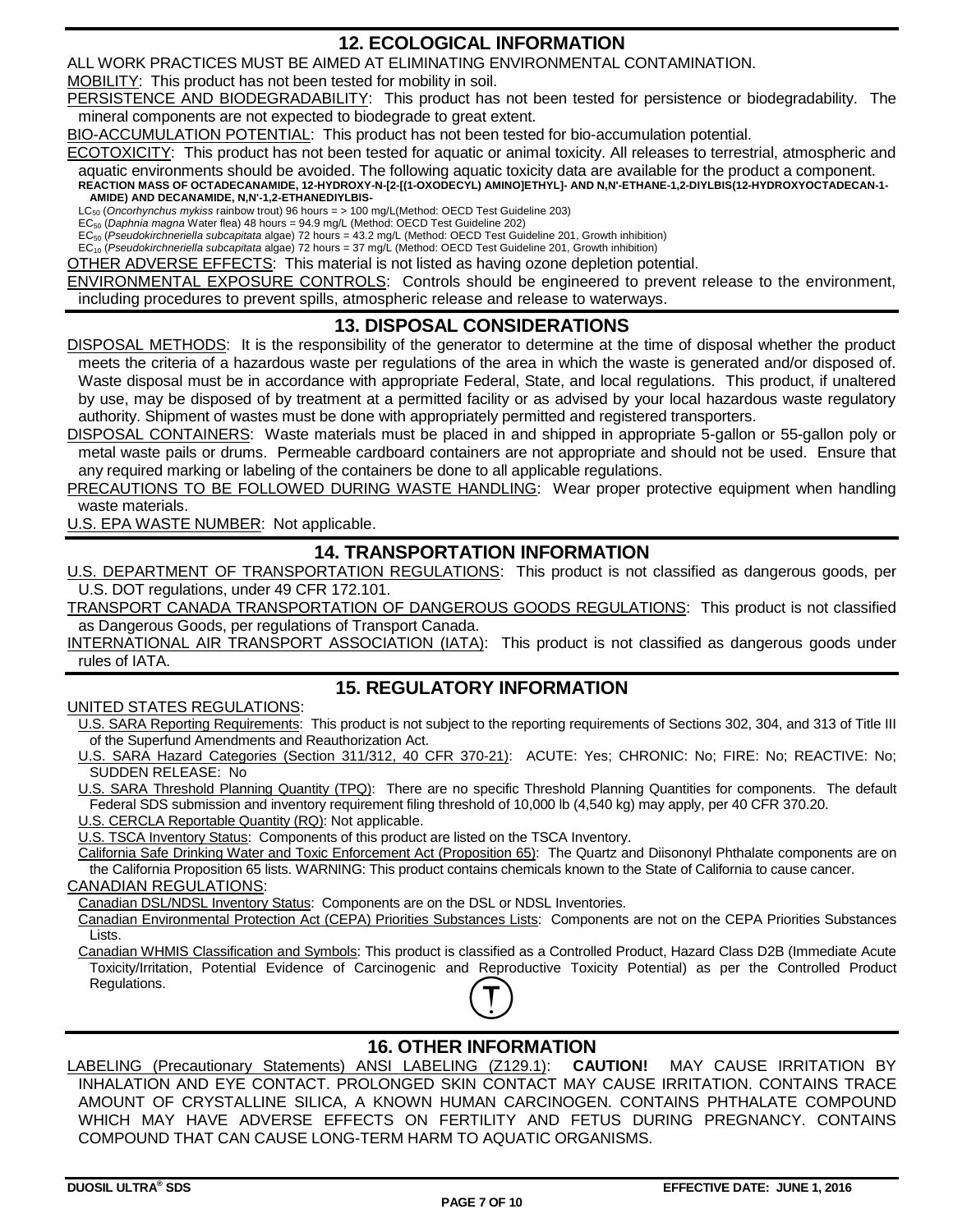## 12. ECOLOGICAL INFORMATION

ALL WORK PRACTICES MUST BE AIMED AT ELIMINATING ENVIRONMENTAL CONTAMINATION.

MOBILITY: This product has not been tested for mobility in soil.

PERSISTENCE AND BIODEGRADABILITY: This product has not been tested for persistence or biodegradability. The mineral components are not expected to biodegrade to great extent.

BIO-ACCUMULATION POTENTIAL: This product has not been tested for bio-accumulation potential.

ECOTOXICITY: This product has not been tested for aquatic or animal toxicity. All releases to terrestrial, atmospheric and aquatic environments should be avoided. The following aquatic toxicity data are available for the product a component.

**REACTION MASS OF OCTADECANAMIDE, 12-HYDROXY-N-[2-[(1-OXODECYL) AMINO]ETHYL]- AND N,N'-ETHANE-1,2-DIYLBIS(12-HYDROXYOCTADECAN-1-AMIDE) AND DECANAMIDE, N,N'-1,2-ETHANEDIYLBIS-**

$LC_{50}$ (*Oncorhynchus mykiss* rainbow trout) 96 hours = > 100 mg/L(Method: OECD Test Guideline 203)
$EC_{50}$ (*Daphnia magna* Water flea) 48 hours = 94.9 mg/L (Method: OECD Test Guideline 202)
$EC_{50}$ (*Pseudokirchneriella subcapitata* algae) 72 hours = 43.2 mg/L (Method: OECD Test Guideline 201, Growth inhibition)
$EC_{10}$ (*Pseudokirchneriella subcapitata* algae) 72 hours = 37 mg/L (Method: OECD Test Guideline 201, Growth inhibition)

OTHER ADVERSE EFFECTS: This material is not listed as having ozone depletion potential.

ENVIRONMENTAL EXPOSURE CONTROLS: Controls should be engineered to prevent release to the environment, including procedures to prevent spills, atmospheric release and release to waterways.

## 13. DISPOSAL CONSIDERATIONS

DISPOSAL METHODS: It is the responsibility of the generator to determine at the time of disposal whether the product meets the criteria of a hazardous waste per regulations of the area in which the waste is generated and/or disposed of. Waste disposal must be in accordance with appropriate Federal, State, and local regulations. This product, if unaltered by use, may be disposed of by treatment at a permitted facility or as advised by your local hazardous waste regulatory authority. Shipment of wastes must be done with appropriately permitted and registered transporters.

DISPOSAL CONTAINERS: Waste materials must be placed in and shipped in appropriate 5-gallon or 55-gallon poly or metal waste pails or drums. Permeable cardboard containers are not appropriate and should not be used. Ensure that any required marking or labeling of the containers be done to all applicable regulations.

PRECAUTIONS TO BE FOLLOWED DURING WASTE HANDLING: Wear proper protective equipment when handling waste materials.

U.S. EPA WASTE NUMBER: Not applicable.

## 14. TRANSPORTATION INFORMATION

U.S. DEPARTMENT OF TRANSPORTATION REGULATIONS: This product is not classified as dangerous goods, per U.S. DOT regulations, under 49 CFR 172.101.

TRANSPORT CANADA TRANSPORTATION OF DANGEROUS GOODS REGULATIONS: This product is not classified as Dangerous Goods, per regulations of Transport Canada.

INTERNATIONAL AIR TRANSPORT ASSOCIATION (IATA): This product is not classified as dangerous goods under rules of IATA.

## 15. REGULATORY INFORMATION

UNITED STATES REGULATIONS:

U.S. SARA Reporting Requirements: This product is not subject to the reporting requirements of Sections 302, 304, and 313 of Title III of the Superfund Amendments and Reauthorization Act.

U.S. SARA Hazard Categories (Section 311/312, 40 CFR 370-21): ACUTE: Yes; CHRONIC: No; FIRE: No; REACTIVE: No; SUDDEN RELEASE: No

U.S. SARA Threshold Planning Quantity (TPQ): There are no specific Threshold Planning Quantities for components. The default Federal SDS submission and inventory requirement filing threshold of 10,000 lb (4,540 kg) may apply, per 40 CFR 370.20.

U.S. CERCLA Reportable Quantity (RQ): Not applicable.

U.S. TSCA Inventory Status: Components of this product are listed on the TSCA Inventory.

California Safe Drinking Water and Toxic Enforcement Act (Proposition 65): The Quartz and Diisononyl Phthalate components are on the California Proposition 65 lists. WARNING: This product contains chemicals known to the State of California to cause cancer.

CANADIAN REGULATIONS:

Canadian DSL/NDSL Inventory Status: Components are on the DSL or NDSL Inventories.

Canadian Environmental Protection Act (CEPA) Priorities Substances Lists: Components are not on the CEPA Priorities Substances Lists.

Canadian WHMIS Classification and Symbols: This product is classified as a Controlled Product, Hazard Class D2B (Immediate Acute Toxicity/Irritation, Potential Evidence of Carcinogenic and Reproductive Toxicity Potential) as per the Controlled Product Regulations.

## 16. OTHER INFORMATION

LABELING (Precautionary Statements) ANSI LABELING (Z129.1): **CAUTION!** MAY CAUSE IRRITATION BY INHALATION AND EYE CONTACT. PROLONGED SKIN CONTACT MAY CAUSE IRRITATION. CONTAINS TRACE AMOUNT OF CRYSTALLINE SILICA, A KNOWN HUMAN CARCINOGEN. CONTAINS PHTHALATE COMPOUND WHICH MAY HAVE ADVERSE EFFECTS ON FERTILITY AND FETUS DURING PREGNANCY. CONTAINS COMPOUND THAT CAN CAUSE LONG-TERM HARM TO AQUATIC ORGANISMS.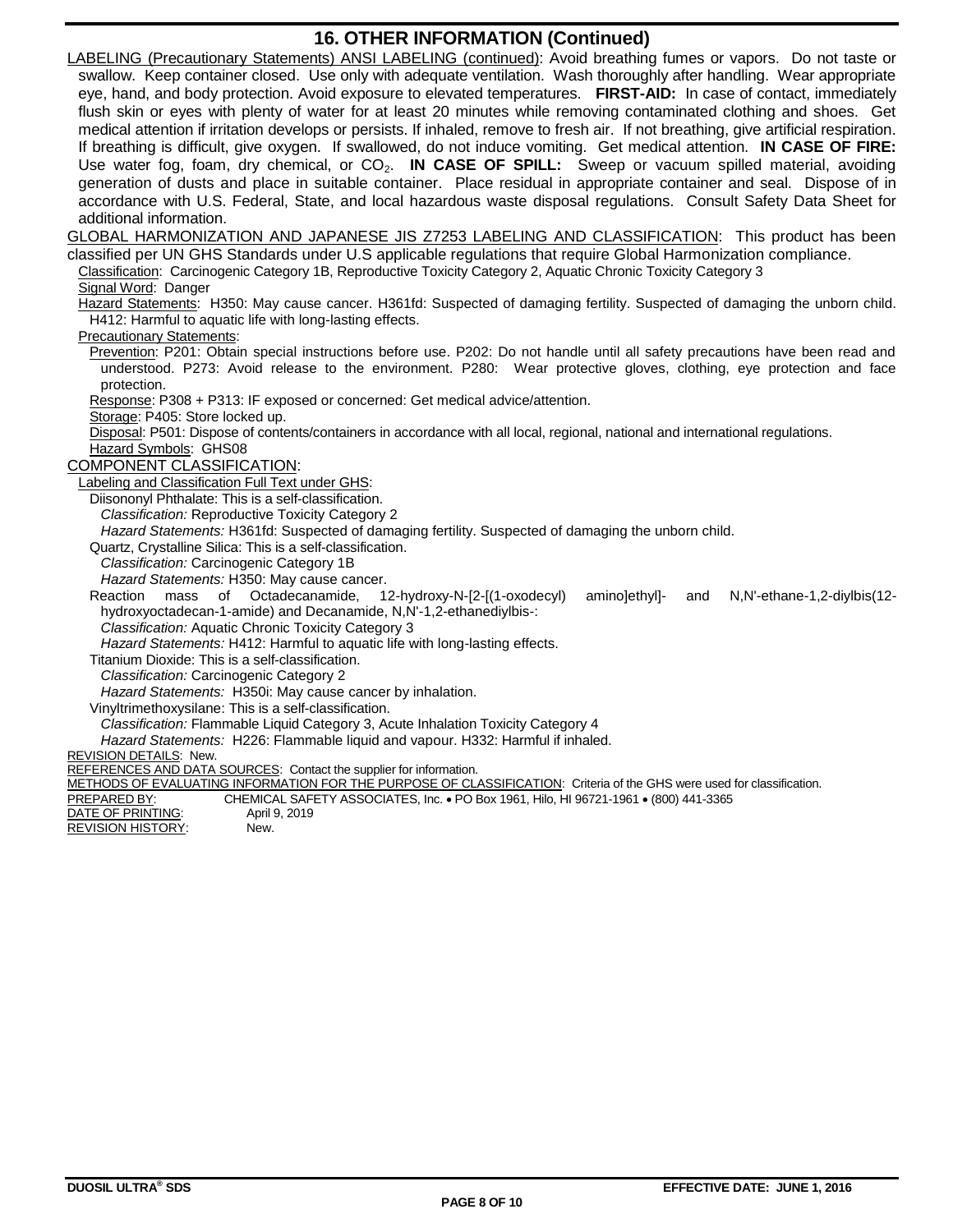## 16. OTHER INFORMATION (Continued)

LABELING (Precautionary Statements) ANSI LABELING (continued): Avoid breathing fumes or vapors. Do not taste or swallow. Keep container closed. Use only with adequate ventilation. Wash thoroughly after handling. Wear appropriate eye, hand, and body protection. Avoid exposure to elevated temperatures. **FIRST-AID:** In case of contact, immediately flush skin or eyes with plenty of water for at least 20 minutes while removing contaminated clothing and shoes. Get medical attention if irritation develops or persists. If inhaled, remove to fresh air. If not breathing, give artificial respiration. If breathing is difficult, give oxygen. If swallowed, do not induce vomiting. Get medical attention. **IN CASE OF FIRE:** Use water fog, foam, dry chemical, or $CO_2$. **IN CASE OF SPILL:** Sweep or vacuum spilled material, avoiding generation of dusts and place in suitable container. Place residual in appropriate container and seal. Dispose of in accordance with U.S. Federal, State, and local hazardous waste disposal regulations. Consult Safety Data Sheet for additional information.

GLOBAL HARMONIZATION AND JAPANESE JIS Z7253 LABELING AND CLASSIFICATION: This product has been classified per UN GHS Standards under U.S applicable regulations that require Global Harmonization compliance.

Classification: Carcinogenic Category 1B, Reproductive Toxicity Category 2, Aquatic Chronic Toxicity Category 3

Signal Word: Danger

Hazard Statements: H350: May cause cancer. H361fd: Suspected of damaging fertility. Suspected of damaging the unborn child. H412: Harmful to aquatic life with long-lasting effects.

Precautionary Statements:

Prevention: P201: Obtain special instructions before use. P202: Do not handle until all safety precautions have been read and understood. P273: Avoid release to the environment. P280: Wear protective gloves, clothing, eye protection and face protection.

Response: P308 + P313: IF exposed or concerned: Get medical advice/attention.

Storage: P405: Store locked up.

Disposal: P501: Dispose of contents/containers in accordance with all local, regional, national and international regulations.

Hazard Symbols: GHS08

COMPONENT CLASSIFICATION:

Labeling and Classification Full Text under GHS:

Diisononyl Phthalate: This is a self-classification.
*Classification:* Reproductive Toxicity Category 2
*Hazard Statements:* H361fd: Suspected of damaging fertility. Suspected of damaging the unborn child.

Quartz, Crystalline Silica: This is a self-classification.
*Classification:* Carcinogenic Category 1B
*Hazard Statements:* H350: May cause cancer.

Reaction mass of Octadecanamide, 12-hydroxy-N-[2-[(1-oxodecyl) amino]ethyl]- and N,N'-ethane-1,2-diylbis(12-hydroxyoctadecan-1-amide) and Decanamide, N,N'-1,2-ethanediylbis-:
*Classification:* Aquatic Chronic Toxicity Category 3
*Hazard Statements:* H412: Harmful to aquatic life with long-lasting effects.

Titanium Dioxide: This is a self-classification.
*Classification:* Carcinogenic Category 2
*Hazard Statements:* H350i: May cause cancer by inhalation.

Vinyltrimethoxysilane: This is a self-classification.
*Classification:* Flammable Liquid Category 3, Acute Inhalation Toxicity Category 4
*Hazard Statements:* H226: Flammable liquid and vapour. H332: Harmful if inhaled.

REVISION DETAILS: New.

REFERENCES AND DATA SOURCES: Contact the supplier for information.

METHODS OF EVALUATING INFORMATION FOR THE PURPOSE OF CLASSIFICATION: Criteria of the GHS were used for classification.

PREPARED BY: CHEMICAL SAFETY ASSOCIATES, Inc. • PO Box 1961, Hilo, HI 96721-1961 • (800) 441-3365

DATE OF PRINTING: April 9, 2019

REVISION HISTORY: New.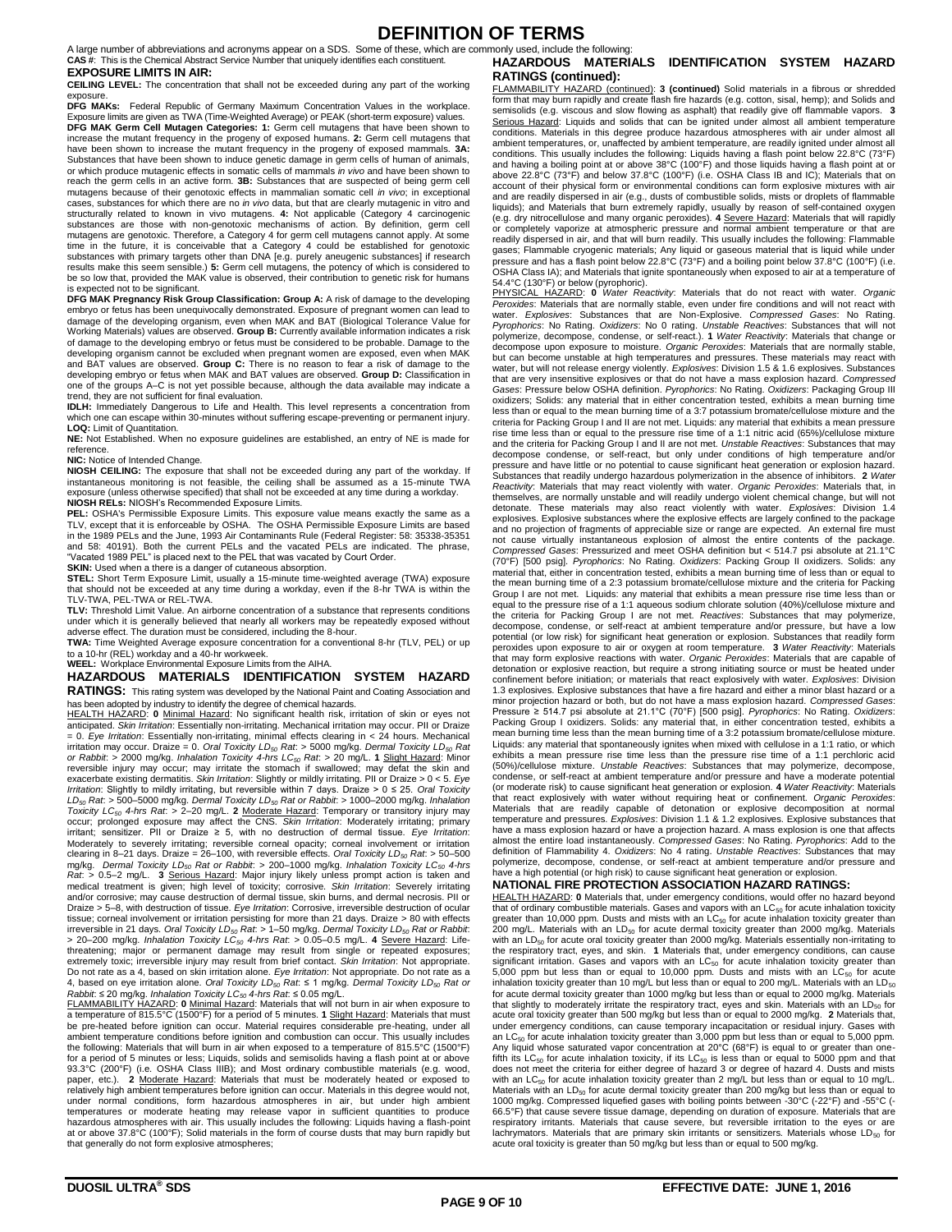# DEFINITION OF TERMS

A large number of abbreviations and acronyms appear on a SDS. Some of these, which are commonly used, include the following:

**CAS #**: This is the Chemical Abstract Service Number that uniquely identifies each constituent.

## EXPOSURE LIMITS IN AIR:

**CEILING LEVEL:** The concentration that shall not be exceeded during any part of the working exposure.

**DFG MAKs:** Federal Republic of Germany Maximum Concentration Values in the workplace. Exposure limits are given as TWA (Time-Weighted Average) or PEAK (short-term exposure) values.

**DFG MAK Germ Cell Mutagen Categories:** **1:** Germ cell mutagens that have been shown to increase the mutant frequency in the progeny of exposed humans. **2:** Germ cell mutagens that have been shown to increase the mutant frequency in the progeny of exposed mammals. **3A:** Substances that have been shown to induce genetic damage in germ cells of human of animals, or which produce mutagenic effects in somatic cells of mammals *in vivo* and have been shown to reach the germ cells in an active form. **3B:** Substances that are suspected of being germ cell mutagens because of their genotoxic effects in mammalian somatic cell *in vivo*; in exceptional cases, substances for which there are no *in vivo* data, but that are clearly mutagenic in vitro and structurally related to known in vivo mutagens. **4:** Not applicable (Category 4 carcinogenic substances are those with non-genotoxic mechanisms of action. By definition, germ cell mutagens are genotoxic. Therefore, a Category 4 for germ cell mutagens cannot apply. At some time in the future, it is conceivable that a Category 4 could be established for genotoxic substances with primary targets other than DNA [e.g. purely aneugenic substances] if research results make this seem sensible.) **5:** Germ cell mutagens, the potency of which is considered to be so low that, provided the MAK value is observed, their contribution to genetic risk for humans is expected not to be significant.

**DFG MAK Pregnancy Risk Group Classification:** **Group A:** A risk of damage to the developing embryo or fetus has been unequivocally demonstrated. Exposure of pregnant women can lead to damage of the developing organism, even when MAK and BAT (Biological Tolerance Value for Working Materials) values are observed. **Group B:** Currently available information indicates a risk of damage to the developing embryo or fetus must be considered to be probable. Damage to the developing organism cannot be excluded when pregnant women are exposed, even when MAK and BAT values are observed. **Group C:** There is no reason to fear a risk of damage to the developing embryo or fetus when MAK and BAT values are observed. **Group D:** Classification in one of the groups A–C is not yet possible because, although the data available may indicate a trend, they are not sufficient for final evaluation.

**IDLH:** Immediately Dangerous to Life and Health. This level represents a concentration from which one can escape within 30-minutes without suffering escape-preventing or permanent injury.

**LOQ:** Limit of Quantitation.

**NE:** Not Established. When no exposure guidelines are established, an entry of NE is made for reference.

**NIC:** Notice of Intended Change.

**NIOSH CEILING:** The exposure that shall not be exceeded during any part of the workday. If instantaneous monitoring is not feasible, the ceiling shall be assumed as a 15-minute TWA exposure (unless otherwise specified) that shall not be exceeded at any time during a workday.

**NIOSH RELs:** NIOSH's Recommended Exposure Limits.

**PEL:** OSHA's Permissible Exposure Limits. This exposure value means exactly the same as a TLV, except that it is enforceable by OSHA. The OSHA Permissible Exposure Limits are based in the 1989 PELs and the June, 1993 Air Contaminants Rule (Federal Register: 58: 35338-35351 and 58: 40191). Both the current PELs and the vacated PELs are indicated. The phrase, "Vacated 1989 PEL" is placed next to the PEL that was vacated by Court Order.

**SKIN:** Used when a there is a danger of cutaneous absorption.

**STEL:** Short Term Exposure Limit, usually a 15-minute time-weighted average (TWA) exposure that should not be exceeded at any time during a workday, even if the 8-hr TWA is within the TLV-TWA, PEL-TWA or REL-TWA.

**TLV:** Threshold Limit Value. An airborne concentration of a substance that represents conditions under which it is generally believed that nearly all workers may be repeatedly exposed without adverse effect. The duration must be considered, including the 8-hour.

**TWA:** Time Weighted Average exposure concentration for a conventional 8-hr (TLV, PEL) or up to a 10-hr (REL) workday and a 40-hr workweek.

**WEEL:** Workplace Environmental Exposure Limits from the AIHA.

## HAZARDOUS MATERIALS IDENTIFICATION SYSTEM HAZARD RATINGS:

This rating system was developed by the National Paint and Coating Association and has been adopted by industry to identify the degree of chemical hazards.

HEALTH HAZARD: **0** Minimal Hazard: No significant health risk, irritation of skin or eyes not anticipated. *Skin Irritation*: Essentially non-irritating. Mechanical irritation may occur. PII or Draize = 0. *Eye Irritation*: Essentially non-irritating, minimal effects clearing in < 24 hours. Mechanical irritation may occur. Draize = 0. *Oral Toxicity $LD_{50}$ Rat*: > 5000 mg/kg. *Dermal Toxicity $LD_{50}$ Rat or Rabbit*: > 2000 mg/kg. *Inhalation Toxicity 4-hrs $LC_{50}$ Rat*: > 20 mg/L. **1** Slight Hazard: Minor reversible injury may occur; may irritate the stomach if swallowed; may defat the skin and exacerbate existing dermatitis. *Skin Irritation*: Slightly or mildly irritating. PII or Draize > 0 < 5. *Eye Irritation*: Slightly to mildly irritating, but reversible within 7 days. Draize > 0 ≤ 25. *Oral Toxicity $LD_{50}$ Rat*: > 500–5000 mg/kg. *Dermal Toxicity $LD_{50}$ Rat or Rabbit*: > 1000–2000 mg/kg. *Inhalation Toxicity $LC_{50}$ 4-hrs Rat*: > 2–20 mg/L. **2** Moderate Hazard: Temporary or transitory injury may occur; prolonged exposure may affect the CNS. *Skin Irritation*: Moderately irritating; primary irritant; sensitizer. PII or Draize ≥ 5, with no destruction of dermal tissue. *Eye Irritation*: Moderately to severely irritating; reversible corneal opacity; corneal involvement or irritation clearing in 8–21 days. Draize = 26–100, with reversible effects. *Oral Toxicity $LD_{50}$ Rat*: > 50–500 mg/kg. *Dermal Toxicity $LD_{50}$ Rat or Rabbit*: > 200–1000 mg/kg. *Inhalation Toxicity $LC_{50}$ 4-hrs Rat*: > 0.5–2 mg/L. **3** Serious Hazard: Major injury likely unless prompt action is taken and medical treatment is given; high level of toxicity; corrosive. *Skin Irritation*: Severely irritating and/or corrosive; may cause destruction of dermal tissue, skin burns, and dermal necrosis. PII or Draize > 5–8, with destruction of tissue. *Eye Irritation*: Corrosive, irreversible destruction of ocular tissue; corneal involvement or irritation persisting for more than 21 days. Draize > 80 with effects irreversible in 21 days. *Oral Toxicity $LD_{50}$ Rat*: > 1–50 mg/kg. *Dermal Toxicity $LD_{50}$ Rat or Rabbit*: > 20–200 mg/kg. *Inhalation Toxicity $LC_{50}$ 4-hrs Rat*: > 0.05–0.5 mg/L. **4** Severe Hazard: Life-threatening; major or permanent damage may result from single or repeated exposures; extremely toxic; irreversible injury may result from brief contact. *Skin Irritation*: Not appropriate. Do not rate as a 4, based on skin irritation alone. *Eye Irritation*: Not appropriate. Do not rate as a 4, based on eye irritation alone. *Oral Toxicity $LD_{50}$ Rat*: ≤ 1 mg/kg. *Dermal Toxicity $LD_{50}$ Rat or Rabbit*: ≤ 20 mg/kg. *Inhalation Toxicity $LC_{50}$ 4-hrs Rat*: ≤ 0.05 mg/L.

FLAMMABILITY HAZARD: **0** Minimal Hazard: Materials that will not burn in air when exposure to a temperature of 815.5°C (1500°F) for a period of 5 minutes. **1** Slight Hazard: Materials that must be pre-heated before ignition can occur. Material requires considerable pre-heating, under all ambient temperature conditions before ignition and combustion can occur. This usually includes the following: Materials that will burn in air when exposed to a temperature of 815.5°C (1500°F) for a period of 5 minutes or less; Liquids, solids and semisolids having a flash point at or above 93.3°C (200°F) (i.e. OSHA Class IIIB); and Most ordinary combustible materials (e.g. wood, paper, etc.). **2** Moderate Hazard: Materials that must be moderately heated or exposed to relatively high ambient temperatures before ignition can occur. Materials in this degree would not, under normal conditions, form hazardous atmospheres in air, but under high ambient temperatures or moderate heating may release vapor in sufficient quantities to produce hazardous atmospheres with air. This usually includes the following: Liquids having a flash-point at or above 37.8°C (100°F); Solid materials in the form of course dusts that may burn rapidly but that generally do not form explosive atmospheres;

## HAZARDOUS MATERIALS IDENTIFICATION SYSTEM HAZARD RATINGS (continued):

FLAMMABILITY HAZARD (continued): **3 (continued)** Solid materials in a fibrous or shredded form that may burn rapidly and create flash fire hazards (e.g. cotton, sisal, hemp); and Solids and semisolids (e.g. viscous and slow flowing as asphalt) that readily give off flammable vapors. **3** Serious Hazard: Liquids and solids that can be ignited under almost all ambient temperature conditions. Materials in this degree produce hazardous atmospheres with air under almost all ambient temperatures, or, unaffected by ambient temperature, are readily ignited under almost all conditions. This usually includes the following: Liquids having a flash point below 22.8°C (73°F) and having a boiling point at or above 38°C (100°F) and those liquids having a flash point at or above 22.8°C (73°F) and below 37.8°C (100°F) (i.e. OSHA Class IB and IC); Materials that on account of their physical form or environmental conditions can form explosive mixtures with air and are readily dispersed in air (e.g., dusts of combustible solids, mists or droplets of flammable liquids); and Materials that burn extremely rapidly, usually by reason of self-contained oxygen (e.g. dry nitrocellulose and many organic peroxides). **4** Severe Hazard: Materials that will rapidly or completely vaporize at atmospheric pressure and normal ambient temperature or that are readily dispersed in air, and that will burn readily. This usually includes the following: Flammable gases; Flammable cryogenic materials; Any liquid or gaseous material that is liquid while under pressure and has a flash point below 22.8°C (73°F) and a boiling point below 37.8°C (100°F) (i.e. OSHA Class IA); and Materials that ignite spontaneously when exposed to air at a temperature of 54.4°C (130°F) or below (pyrophoric).

PHYSICAL HAZARD: **0** *Water Reactivity*: Materials that do not react with water. *Organic Peroxides*: Materials that are normally stable, even under fire conditions and will not react with water. *Explosives*: Substances that are Non-Explosive. *Compressed Gases*: No Rating. *Pyrophorics*: No Rating. *Oxidizers*: No 0 rating. *Unstable Reactives*: Substances that will not polymerize, decompose, condense, or self-react.). **1** *Water Reactivity*: Materials that change or decompose upon exposure to moisture. *Organic Peroxides*: Materials that are normally stable, but can become unstable at high temperatures and pressures. These materials may react with water, but will not release energy violently. *Explosives*: Division 1.5 & 1.6 explosives. Substances that are very insensitive explosives or that do not have a mass explosion hazard. *Compressed Gases*: Pressure below OSHA definition. *Pyrophorics*: No Rating. *Oxidizers*: Packaging Group III oxidizers; Solids: any material that in either concentration tested, exhibits a mean burning time less than or equal to the mean burning time of a 3:7 potassium bromate/cellulose mixture and the criteria for Packing Group I and II are not met. Liquids: any material that exhibits a mean pressure rise time less than or equal to the pressure rise time of a 1:1 nitric acid (65%)/cellulose mixture and the criteria for Packing Group I and II are not met. *Unstable Reactives*: Substances that may decompose condense, or self-react, but only under conditions of high temperature and/or pressure and have little or no potential to cause significant heat generation or explosion hazard. Substances that readily undergo hazardous polymerization in the absence of inhibitors. **2** *Water Reactivity*: Materials that may react violently with water. *Organic Peroxides*: Materials that, in themselves, are normally unstable and will readily undergo violent chemical change, but will not detonate. These materials may also react violently with water. *Explosives*: Division 1.4 explosives. Explosive substances where the explosive effects are largely confined to the package and no projection of fragments of appreciable size or range are expected. An external fire must not cause virtually instantaneous explosion of almost the entire contents of the package. *Compressed Gases*: Pressurized and meet OSHA definition but < 514.7 psi absolute at 21.1°C (70°F) [500 psig]. *Pyrophorics*: No Rating. *Oxidizers*: Packing Group II oxidizers. Solids: any material that, either in concentration tested, exhibits a mean burning time of less than or equal to the mean burning time of a 2:3 potassium bromate/cellulose mixture and the criteria for Packing Group I are not met. Liquids: any material that exhibits a mean pressure rise time less than or equal to the pressure rise of a 1:1 aqueous sodium chlorate solution (40%)/cellulose mixture and the criteria for Packing Group I are not met. *Reactives*: Substances that may polymerize, decompose, condense, or self-react at ambient temperature and/or pressure, but have a low potential (or low risk) for significant heat generation or explosion. Substances that readily form peroxides upon exposure to air or oxygen at room temperature. **3** *Water Reactivity*: Materials that may form explosive reactions with water. *Organic Peroxides*: Materials that are capable of detonation or explosive reaction, but require a strong initiating source or must be heated under confinement before initiation; or materials that react explosively with water. *Explosives*: Division 1.3 explosives. Explosive substances that have a fire hazard and either a minor blast hazard or a minor projection hazard or both, but do not have a mass explosion hazard. *Compressed Gases*: Pressure ≥ 514.7 psi absolute at 21.1°C (70°F) [500 psig]. *Pyrophorics*: No Rating. *Oxidizers*: Packing Group I oxidizers. Solids: any material that, in either concentration tested, exhibits a mean burning time less than the mean burning time of a 3:2 potassium bromate/cellulose mixture. Liquids: any material that spontaneously ignites when mixed with cellulose in a 1:1 ratio, or which exhibits a mean pressure rise time less than the pressure rise time of a 1:1 perchloric acid (50%)/cellulose mixture. *Unstable Reactives*: Substances that may polymerize, decompose, condense, or self-react at ambient temperature and/or pressure and have a moderate potential (or moderate risk) to cause significant heat generation or explosion. **4** *Water Reactivity*: Materials that react explosively with water without requiring heat or confinement. *Organic Peroxides*: Materials that are readily capable of detonation or explosive decomposition at normal temperature and pressures. *Explosives*: Division 1.1 & 1.2 explosives. Explosive substances that have a mass explosion hazard or have a projection hazard. A mass explosion is one that affects almost the entire load instantaneously. *Compressed Gases*: No Rating. *Pyrophorics*: Add to the definition of Flammability 4. *Oxidizers*: No 4 rating. *Unstable Reactives*: Substances that may polymerize, decompose, condense, or self-react at ambient temperature and/or pressure and have a high potential (or high risk) to cause significant heat generation or explosion.

## NATIONAL FIRE PROTECTION ASSOCIATION HAZARD RATINGS:

HEALTH HAZARD: **0** Materials that, under emergency conditions, would offer no hazard beyond that of ordinary combustible materials. Gases and vapors with an $LC_{50}$ for acute inhalation toxicity greater than 10,000 ppm. Dusts and mists with an $LC_{50}$ for acute inhalation toxicity greater than 200 mg/L. Materials with an $LD_{50}$ for acute dermal toxicity greater than 2000 mg/kg. Materials with an $LD_{50}$ for acute oral toxicity greater than 2000 mg/kg. Materials essentially non-irritating to the respiratory tract, eyes, and skin. **1** Materials that, under emergency conditions, can cause significant irritation. Gases and vapors with an $LC_{50}$ for acute inhalation toxicity greater than 5,000 ppm but less than or equal to 10,000 ppm. Dusts and mists with an $LC_{50}$ for acute inhalation toxicity greater than 10 mg/L but less than or equal to 200 mg/L. Materials with an $LD_{50}$ for acute dermal toxicity greater than 1000 mg/kg but less than or equal to 2000 mg/kg. Materials that slightly to moderately irritate the respiratory tract, eyes and skin. Materials with an $LD_{50}$ for acute oral toxicity greater than 500 mg/kg but less than or equal to 2000 mg/kg. **2** Materials that, under emergency conditions, can cause temporary incapacitation or residual injury. Gases with an $LC_{50}$ for acute inhalation toxicity greater than 3,000 ppm but less than or equal to 5,000 ppm. Any liquid whose saturated vapor concentration at 20°C (68°F) is equal to or greater than one-fifth its $LC_{50}$ for acute inhalation toxicity, if its $LC_{50}$ is less than or equal to 5000 ppm and that does not meet the criteria for either degree of hazard 3 or degree of hazard 4. Dusts and mists with an $LC_{50}$ for acute inhalation toxicity greater than 2 mg/L but less than or equal to 10 mg/L. Materials with an $LD_{50}$ for acute dermal toxicity greater than 200 mg/kg but less than or equal to 1000 mg/kg. Compressed liquefied gases with boiling points between -30°C (-22°F) and -55°C (-66.5°F) that cause severe tissue damage, depending on duration of exposure. Materials that are respiratory irritants. Materials that cause severe, but reversible irritation to the eyes or are lachrymators. Materials that are primary skin irritants or sensitizers. Materials whose $LD_{50}$ for acute oral toxicity is greater than 50 mg/kg but less than or equal to 500 mg/kg.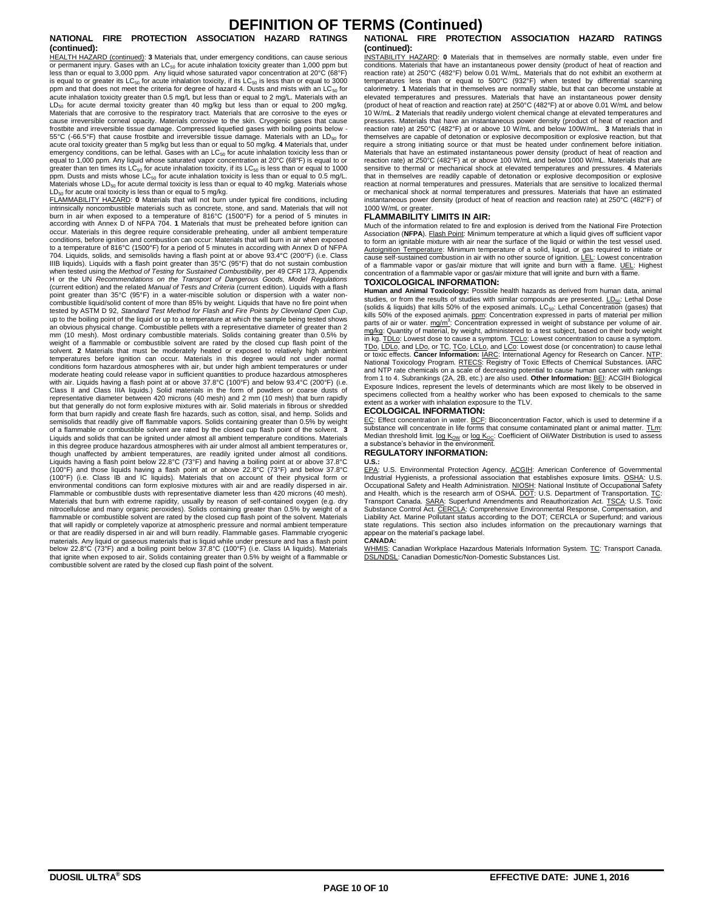// DEFINITION OF TERMS (Continued)

## NATIONAL FIRE PROTECTION ASSOCIATION HAZARD RATINGS (continued):

HEALTH HAZARD (continued): **3** Materials that, under emergency conditions, can cause serious or permanent injury. Gases with an $LC_{50}$ for acute inhalation toxicity greater than 1,000 ppm but less than or equal to 3,000 ppm. Any liquid whose saturated vapor concentration at 20°C (68°F) is equal to or greater its $LC_{50}$ for acute inhalation toxicity, if its $LC_{50}$ is less than or equal to 3000 ppm and that does not meet the criteria for degree of hazard 4. Dusts and mists with an $LC_{50}$ for acute inhalation toxicity greater than 0.5 mg/L but less than or equal to 2 mg/L. Materials with an $LD_{50}$ for acute dermal toxicity greater than 40 mg/kg but less than or equal to 200 mg/kg. Materials that are corrosive to the respiratory tract. Materials that are corrosive to the eyes or cause irreversible corneal opacity. Materials corrosive to the skin. Cryogenic gases that cause frostbite and irreversible tissue damage. Compressed liquefied gases with boiling points below -55°C (-66.5°F) that cause frostbite and irreversible tissue damage. Materials with an $LD_{50}$ for acute oral toxicity greater than 5 mg/kg but less than or equal to 50 mg/kg. **4** Materials that, under emergency conditions, can be lethal. Gases with an $LC_{50}$ for acute inhalation toxicity less than or equal to 1,000 ppm. Any liquid whose saturated vapor concentration at 20°C (68°F) is equal to or greater than ten times its $LC_{50}$ for acute inhalation toxicity, if its $LC_{50}$ is less than or equal to 1000 ppm. Dusts and mists whose $LC_{50}$ for acute inhalation toxicity is less than or equal to 0.5 mg/L. Materials whose $LD_{50}$ for acute dermal toxicity is less than or equal to 40 mg/kg. Materials whose $LD_{50}$ for acute oral toxicity is less than or equal to 5 mg/kg.

FLAMMABILITY HAZARD: **0** Materials that will not burn under typical fire conditions, including intrinsically noncombustible materials such as concrete, stone, and sand. Materials that will not burn in air when exposed to a temperature of 816°C (1500°F) for a period of 5 minutes in according with Annex D of NFPA 704. **1** Materials that must be preheated before ignition can occur. Materials in this degree require considerable preheating, under all ambient temperature conditions, before ignition and combustion can occur: Materials that will burn in air when exposed to a temperature of 816°C (1500°F) for a period of 5 minutes in according with Annex D of NFPA 704. Liquids, solids, and semisolids having a flash point at or above 93.4°C (200°F) (i.e. Class IIIB liquids). Liquids with a flash point greater than 35°C (95°F) that do not sustain combustion when tested using the *Method of Testing for Sustained Combustibility*, per 49 CFR 173, Appendix H or the UN *Recommendations on the Transport of Dangerous Goods, Model Regulations* (current edition) and the related *Manual of Tests and Criteria* (current edition). Liquids with a flash point greater than 35°C (95°F) in a water-miscible solution or dispersion with a water non-combustible liquid/solid content of more than 85% by weight. Liquids that have no fire point when tested by ASTM D 92, *Standard Test Method for Flash and Fire Points by Cleveland Open Cup*, up to the boiling point of the liquid or up to a temperature at which the sample being tested shows an obvious physical change. Combustible pellets with a representative diameter of greater than 2 mm (10 mesh). Most ordinary combustible materials. Solids containing greater than 0.5% by weight of a flammable or combustible solvent are rated by the closed cup flash point of the solvent. **2** Materials that must be moderately heated or exposed to relatively high ambient temperatures before ignition can occur. Materials in this degree would not under normal conditions form hazardous atmospheres with air, but under high ambient temperatures or under moderate heating could release vapor in sufficient quantities to produce hazardous atmospheres with air. Liquids having a flash point at or above 37.8°C (100°F) and below 93.4°C (200°F) (i.e. Class II and Class IIIA liquids.) Solid materials in the form of powders or coarse dusts of representative diameter between 420 microns (40 mesh) and 2 mm (10 mesh) that burn rapidly but that generally do not form explosive mixtures with air. Solid materials in fibrous or shredded form that burn rapidly and create flash fire hazards, such as cotton, sisal, and hemp. Solids and semisolids that readily give off flammable vapors. Solids containing greater than 0.5% by weight of a flammable or combustible solvent are rated by the closed cup flash point of the solvent. **3** Liquids and solids that can be ignited under almost all ambient temperature conditions. Materials in this degree produce hazardous atmospheres with air under almost all ambient temperatures or, though unaffected by ambient temperatures, are readily ignited under almost all conditions. Liquids having a flash point below 22.8°C (73°F) and having a boiling point at or above 37.8°C (100°F) and those liquids having a flash point at or above 22.8°C (73°F) and below 37.8°C (100°F) (i.e. Class IB and IC liquids). Materials that on account of their physical form or environmental conditions can form explosive mixtures with air and are readily dispersed in air. Flammable or combustible dusts with representative diameter less than 420 microns (40 mesh). Materials that burn with extreme rapidity, usually by reason of self-contained oxygen (e.g. dry nitrocellulose and many organic peroxides). Solids containing greater than 0.5% by weight of a flammable or combustible solvent are rated by the closed cup flash point of the solvent. Materials that will rapidly or completely vaporize at atmospheric pressure and normal ambient temperature or that are readily dispersed in air and will burn readily. Flammable gases. Flammable cryogenic materials. Any liquid or gaseous materials that is liquid while under pressure and has a flash point below 22.8°C (73°F) and a boiling point below 37.8°C (100°F) (i.e. Class IA liquids). Materials that ignite when exposed to air, Solids containing greater than 0.5% by weight of a flammable or combustible solvent are rated by the closed cup flash point of the solvent.

## NATIONAL FIRE PROTECTION ASSOCIATION HAZARD RATINGS (continued):

INSTABILITY HAZARD: **0** Materials that in themselves are normally stable, even under fire conditions. Materials that have an instantaneous power density (product of heat of reaction and reaction rate) at 250°C (482°F) below 0.01 W/mL. Materials that do not exhibit an exotherm at temperatures less than or equal to 500°C (932°F) when tested by differential scanning calorimetry. **1** Materials that in themselves are normally stable, but that can become unstable at elevated temperatures and pressures. Materials that have an instantaneous power density (product of heat of reaction and reaction rate) at 250°C (482°F) at or above 0.01 W/mL and below 10 W/mL. **2** Materials that readily undergo violent chemical change at elevated temperatures and pressures. Materials that have an instantaneous power density (product of heat of reaction and reaction rate) at 250°C (482°F) at or above 10 W/mL and below 100W/mL. **3** Materials that in themselves are capable of detonation or explosive decomposition or explosive reaction, but that require a strong initiating source or that must be heated under confinement before initiation. Materials that have an estimated instantaneous power density (product of heat of reaction and reaction rate) at 250°C (482°F) at or above 100 W/mL and below 1000 W/mL. Materials that are sensitive to thermal or mechanical shock at elevated temperatures and pressures. **4** Materials that in themselves are readily capable of detonation or explosive decomposition or explosive reaction at normal temperatures and pressures. Materials that are sensitive to localized thermal or mechanical shock at normal temperatures and pressures. Materials that have an estimated instantaneous power density (product of heat of reaction and reaction rate) at 250°C (482°F) of 1000 W/mL or greater.

## FLAMMABILITY LIMITS IN AIR:

Much of the information related to fire and explosion is derived from the National Fire Protection Association (**NFPA**). Flash Point: Minimum temperature at which a liquid gives off sufficient vapor to form an ignitable mixture with air near the surface of the liquid or within the test vessel used. Autoignition Temperature: Minimum temperature of a solid, liquid, or gas required to initiate or cause self-sustained combustion in air with no other source of ignition. LEL: Lowest concentration of a flammable vapor or gas/air mixture that will ignite and burn with a flame. UEL: Highest concentration of a flammable vapor or gas/air mixture that will ignite and burn with a flame.

## TOXICOLOGICAL INFORMATION:

**Human and Animal Toxicology:** Possible health hazards as derived from human data, animal studies, or from the results of studies with similar compounds are presented. $LD_{50}$: Lethal Dose (solids & liquids) that kills 50% of the exposed animals. $LC_{50}$: Lethal Concentration (gases) that kills 50% of the exposed animals. ppm: Concentration expressed in parts of material per million parts of air or water. $mg/m^3$: Concentration expressed in weight of substance per volume of air. mg/kg: Quantity of material, by weight, administered to a test subject, based on their body weight in kg. TDLo: Lowest dose to cause a symptom. TCLo: Lowest concentration to cause a symptom. TDo, LDLo, and LDo, or TC, TCo, LCLo, and LCo: Lowest dose (or concentration) to cause lethal or toxic effects. **Cancer Information:** IARC: International Agency for Research on Cancer. NTP: National Toxicology Program. RTECS: Registry of Toxic Effects of Chemical Substances. IARC and NTP rate chemicals on a scale of decreasing potential to cause human cancer with rankings from 1 to 4. Subrankings (2A, 2B, etc.) are also used. **Other Information:** BEI: ACGIH Biological Exposure Indices, represent the levels of determinants which are most likely to be observed in specimens collected from a healthy worker who has been exposed to chemicals to the same extent as a worker with inhalation exposure to the TLV.

## ECOLOGICAL INFORMATION:

EC: Effect concentration in water. BCF: Bioconcentration Factor, which is used to determine if a substance will concentrate in life forms that consume contaminated plant or animal matter. TLm: Median threshold limit. log $K_{OW}$ or log $K_{OC}$: Coefficient of Oil/Water Distribution is used to assess a substance's behavior in the environment.

## REGULATORY INFORMATION:

**U.S.:**

EPA: U.S. Environmental Protection Agency. ACGIH: American Conference of Governmental Industrial Hygienists, a professional association that establishes exposure limits. OSHA: U.S. Occupational Safety and Health Administration. NIOSH: National Institute of Occupational Safety and Health, which is the research arm of OSHA. DOT: U.S. Department of Transportation. TC: Transport Canada. SARA: Superfund Amendments and Reauthorization Act. TSCA: U.S. Toxic Substance Control Act. CERCLA: Comprehensive Environmental Response, Compensation, and Liability Act. Marine Pollutant status according to the DOT; CERCLA or Superfund; and various state regulations. This section also includes information on the precautionary warnings that appear on the material's package label.

**CANADA:**

WHMIS: Canadian Workplace Hazardous Materials Information System. TC: Transport Canada. DSL/NDSL: Canadian Domestic/Non-Domestic Substances List.